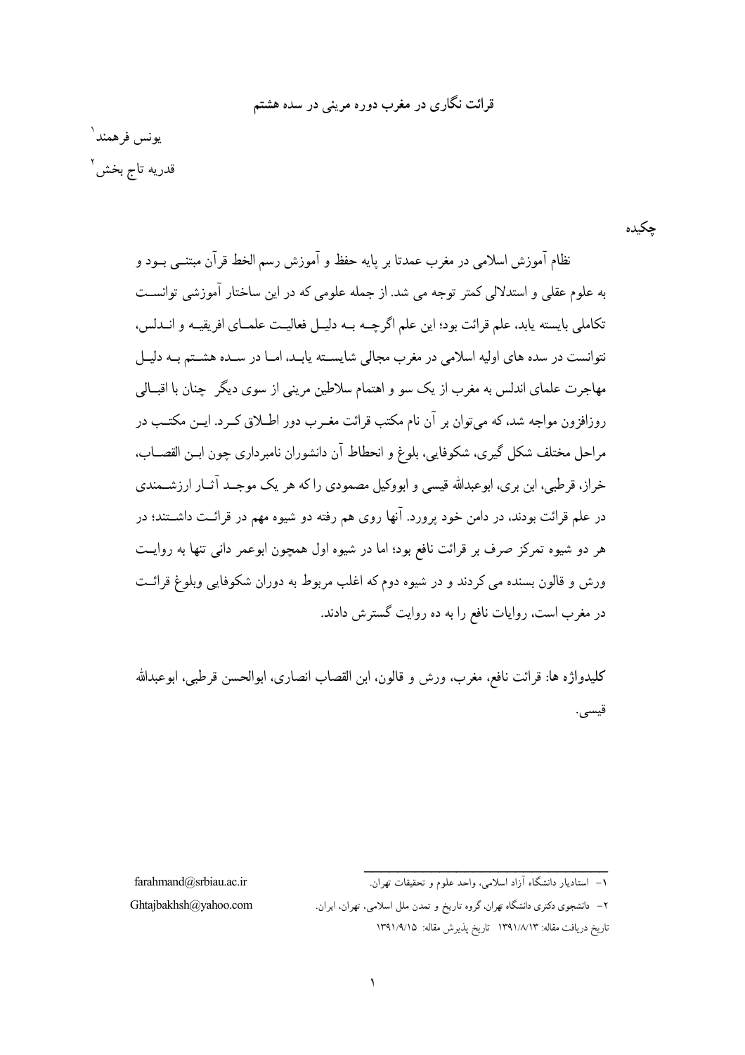# قرائت نگاری در مغرب دوره مرینی در سده هشتم

یونس فرهمند[1]

قدریه تاج بخش[2]

## چکیده

نظام آموزش اسلامی در مغرب عمدتا بر پایه حفظ و آموزش رسم الخط قرآن مبتنی بود و به علوم عقلی و استدلالی کمتر توجه می شد. از جمله علومی که در این ساختار آموزشی توانست تکاملی بایسته یابد، علم قرائت بود؛ این علم اگرچه به دلیل فعالیت علمای افریقیه و اندلس، نتوانست در سده های اولیه اسلامی در مغرب مجالی شایسته یابد، اما در سده هشتم به دلیل مهاجرت علمای اندلس به مغرب از یک سو و اهتمام سلاطین مرینی از سوی دیگر چنان با اقبالی روزافزون مواجه شد، که می‌توان بر آن نام مکتب قرائت مغرب دور اطلاق کرد. این مکتب در مراحل مختلف شکل گیری، شکوفایی، بلوغ و انحطاط آن دانشوران نامبرداری چون ابن القصاب، خراز، قرطبی، ابن بری، ابوعبدالله قیسی و ابووکیل مصمودی را که هر یک موجد آثار ارزشمندی در علم قرائت بودند، در دامن خود پرورد. آنها روی هم رفته دو شیوه مهم در قرائت داشتند؛ در هر دو شیوه تمرکز صرف بر قرائت نافع بود؛ اما در شیوه اول همچون ابوعمر دانی تنها به روایت ورش و قالون بسنده می کردند و در شیوه دوم که اغلب مربوط به دوران شکوفایی وبلوغ قرائت در مغرب است، روایات نافع را به ده روایت گسترش دادند.

**کلیدواژه ها:** قرائت نافع، مغرب، ورش و قالون، ابن القصاب انصاری، ابوالحسن قرطبی، ابوعبدالله قیسی.

---

[1] - استادیار دانشگاه آزاد اسلامی، واحد علوم و تحقیقات تهران. farahmand@srbiau.ac.ir

[2] - دانشجوی دکتری دانشگاه تهران، گروه تاریخ و تمدن ملل اسلامی، تهران، ایران. Ghtajbakhsh@yahoo.com

تاریخ دریافت مقاله: ۱۳۹۱/۸/۱۳ تاریخ پذیرش مقاله: ۱۳۹۱/۹/۱۵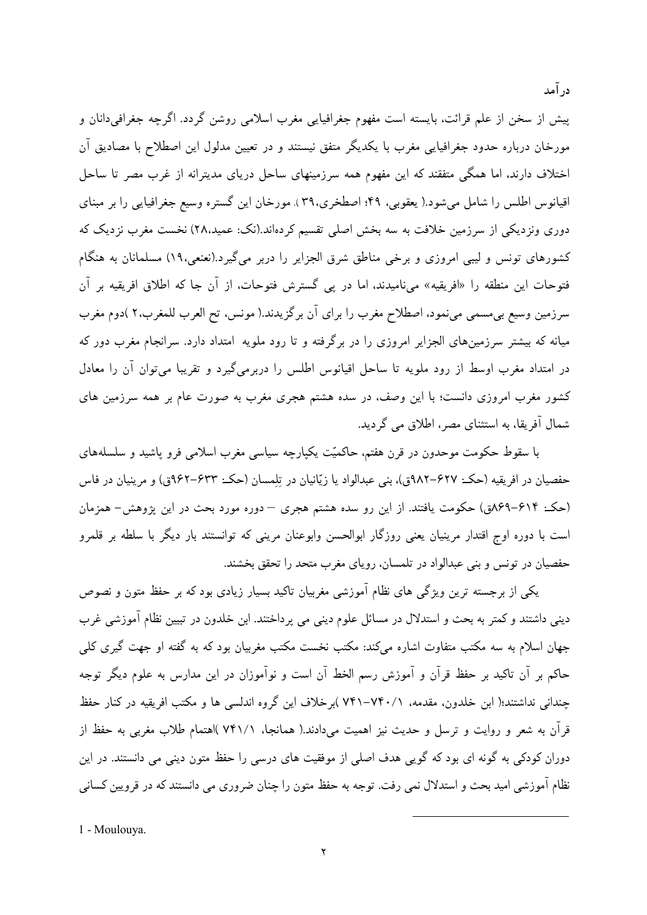## درآمد

پیش از سخن از علم قرائت، بایسته است مفهوم جغرافیایی مغرب اسلامی روشن گردد. اگرچه جغرافی‌دانان و مورخان درباره حدود جغرافیایی مغرب با یکدیگر متفق نیستند و در تعیین مدلول این اصطلاح با مصادیق آن اختلاف دارند، اما همگی متفقند که این مفهوم همه سرزمینهای ساحل دریای مدیترانه از غرب مصر تا ساحل اقیانوس اطلس را شامل می‌شود.( یعقوبی، ۴۹؛ اصطخری،۳۹ ). مورخان این گستره وسیع جغرافیایی را بر مبنای دوری ونزدیکی از سرزمین خلافت به سه بخش اصلی تقسیم کرده‌اند.(نک: عمید،۲۸) نخست مغرب نزدیک که کشورهای تونس و لیبی امروزی و برخی مناطق شرق الجزایر را دربر می‌گیرد.(نعنعی،۱۹) مسلمانان به هنگام فتوحات این منطقه را «افریقیه» می‌نامیدند، اما در پی گسترش فتوحات، از آن جا که اطلاق افریقیه بر آن سرزمین وسیع بی‌مسمی می‌نمود، اصطلاح مغرب را برای آن برگزیدند.( مونس، تح العرب للمغرب،۲ )دوم مغرب میانه که بیشتر سرزمین‌های الجزایر امروزی را در برگرفته و تا رود ملویه امتداد دارد. سرانجام مغرب دور که در امتداد مغرب اوسط از رود ملویه تا ساحل اقیانوس اطلس را دربرمی‌گیرد و تقریبا می‌توان آن را معادل کشور مغرب امروزی دانست؛ با این وصف، در سده هشتم هجری مغرب به صورت عام بر همه سرزمین های شمال آفریقا، به استثنای مصر، اطلاق می گردید.

با سقوط حکومت موحدون در قرن هفتم، حاکمیّت یکپارچه سیاسی مغرب اسلامی فرو پاشید و سلسله‌های حفصیان در افریقیه (حکـ ۶۲۷-۹۸۲ق)، بنی عبدالواد یا زیّانیان در تِلِمسان (حکـ ۶۳۳-۹۶۲ق) و مرینیان در فاس (حکـ ۶۱۴-۸۶۹ق) حکومت یافتند. از این رو سده هشتم هجری – دوره مورد بحث در این پژوهش– همزمان است با دوره اوج اقتدار مرینیان یعنی روزگار ابوالحسن وابوعنان مرینی که توانستند بار دیگر با سلطه بر قلمرو حفصیان در تونس و بنی عبدالواد در تلمسان، رویای مغرب متحد را تحقق بخشند.

یکی از برجسته ترین ویژگی های نظام آموزشی مغربیان تاکید بسیار زیادی بود که بر حفظ متون و نصوص دینی داشتند و کمتر به بحث و استدلال در مسائل علوم دینی می پرداختند. ابن خلدون در تبیین نظام آموزشی غرب جهان اسلام به سه مکتب متفاوت اشاره می‌کند: مکتب نخست مکتب مغربیان بود که به گفته او جهت گیری کلی حاکم بر آن تاکید بر حفظ قرآن و آموزش رسم الخط آن است و نوآموزان در این مدارس به علوم دیگر توجه چندانی نداشتند؛( ابن خلدون، مقدمه، ۷۴۰/۱-۷۴۱ )برخلاف این گروه اندلسی ها و مکتب افریقیه در کنار حفظ قرآن به شعر و روایت و ترسل و حدیث نیز اهمیت می‌دادند.( همانجا، ۷۴۱/۱ )اهتمام طلاب مغربی به حفظ از دوران کودکی به گونه ای بود که گویی هدف اصلی از موفقیت های درسی را حفظ متون دینی می دانستند. در این نظام آموزشی امید بحث و استدلال نمی رفت. توجه به حفظ متون را چنان ضروری می دانستند که در قرویین کسانی

---

1 - Moulouya.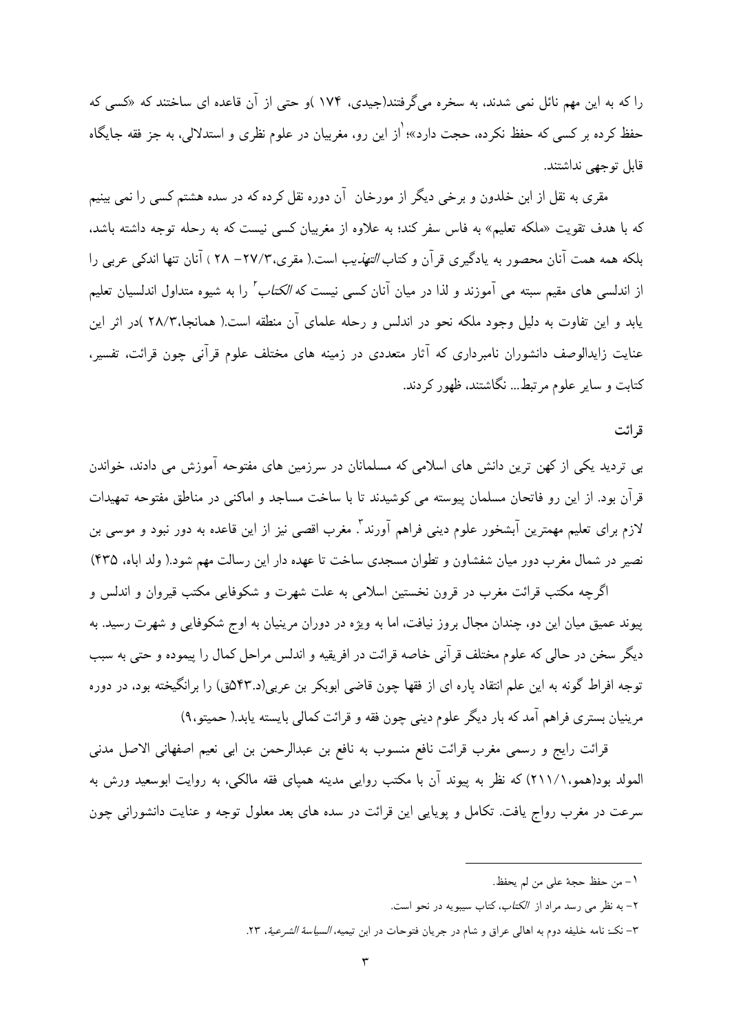را که به این مهم نائل نمی شدند، به سخره می‌گرفتند(جیدی، ۱۷۴ )و حتی از آن قاعده ای ساختند که «کسی که حفظ کرده بر کسی که حفظ نکرده، حجت دارد»؛[1] از این رو، مغربیان در علوم نظری و استدلالی، به جز فقه جایگاه قابل توجهی نداشتند.

مقری به نقل از ابن خلدون و برخی دیگر از مورخان آن دوره نقل کرده که در سده هشتم کسی را نمی بینیم که با هدف تقویت «ملکه تعلیم» به فاس سفر کند؛ به علاوه از مغربیان کسی نیست که به رحله توجه داشته باشد، بلکه همه همت آنان محصور به یادگیری قرآن و کتاب *التهذیب* است.( مقری،۲۷/۳– ۲۸ ) آنان تنها اندکی عربی را از اندلسی های مقیم سبته می آموزند و لذا در میان آنان کسی نیست که *الکتاب*[2] را به شیوه متداول اندلسیان تعلیم یابد و این تفاوت به دلیل وجود ملکه نحو در اندلس و رحله علمای آن منطقه است.( همانجا،۲۸/۳ )در اثر این عنایت زایدالوصف دانشوران نامبرداری که آثار متعددی در زمینه های مختلف علوم قرآنی چون قرائت، تفسیر، کتابت و سایر علوم مرتبط... نگاشتند، ظهور کردند.

## قرائت

بی تردید یکی از کهن ترین دانش های اسلامی که مسلمانان در سرزمین های مفتوحه آموزش می دادند، خواندن قرآن بود. از این رو فاتحان مسلمان پیوسته می کوشیدند تا با ساخت مساجد و اماکنی در مناطق مفتوحه تمهیدات لازم برای تعلیم مهمترین آبشخور علوم دینی فراهم آورند[3]. مغرب اقصی نیز از این قاعده به دور نبود و موسی بن نصیر در شمال مغرب دور میان شفشاون و تطوان مسجدی ساخت تا عهده دار این رسالت مهم شود.( ولد اباه، ۴۳۵)

اگرچه مکتب قرائت مغرب در قرون نخستین اسلامی به علت شهرت و شکوفایی مکتب قیروان و اندلس و پیوند عمیق میان این دو، چندان مجال بروز نیافت، اما به ویژه در دوران مرینیان به اوج شکوفایی و شهرت رسید. به دیگر سخن در حالی که علوم مختلف قرآنی خاصه قرائت در افریقیه و اندلس مراحل کمال را پیموده و حتی به سبب توجه افراط گونه به این علم انتقاد پاره ای از فقها چون قاضی ابوبکر بن عربی(د.۵۴۳ق) را برانگیخته بود، در دوره مرینیان بستری فراهم آمد که بار دیگر علوم دینی چون فقه و قرائت کمالی بایسته یابد.( حمیتو،۹)

قرائت رایج و رسمی مغرب قرائت نافع منسوب به نافع بن عبدالرحمن بن ابی نعیم اصفهانی الاصل مدنی المولد بود(همو،۲۱۱/۱) که نظر به پیوند آن با مکتب روایی مدینه همپای فقه مالکی، به روایت ابوسعید ورش به سرعت در مغرب رواج یافت. تکامل و پویایی این قرائت در سده های بعد معلول توجه و عنایت دانشورانی چون

---

[1] – من حفظ حجة علی من لم یحفظ.

[2] – به نظر می رسد مراد از *الکتاب*، کتاب سیبویه در نحو است.

[3] – نک: نامه خلیفه دوم به اهالی عراق و شام در جریان فتوحات در ابن تیمیه، *السیاسة الشرعیة*، ۲۳.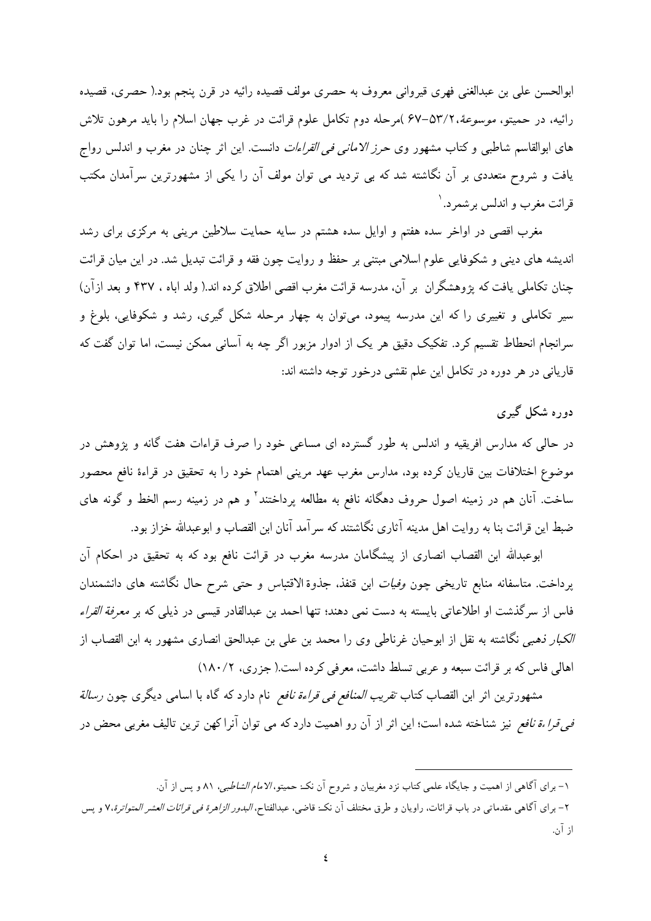ابوالحسن علی بن عبدالغنی فهری قیروانی معروف به حصری مولف قصیده رائیه در قرن پنجم بود.( حصری، قصیده رائیه، در حمیتو، *موسوعة*،۵۳/۲-۶۷ )مرحله دوم تکامل علوم قرائت در غرب جهان اسلام را باید مرهون تلاش های ابوالقاسم شاطبی و کتاب مشهور وی *حرز الامانی فی القراءات* دانست. این اثر چنان در مغرب و اندلس رواج یافت و شروح متعددی بر آن نگاشته شد که بی تردید می توان مولف آن را یکی از مشهورترین سرآمدان مکتب قرائت مغرب و اندلس برشمرد.[1]

مغرب اقصی در اواخر سده هفتم و اوایل سده هشتم در سایه حمایت سلاطین مرینی به مرکزی برای رشد اندیشه های دینی و شکوفایی علوم اسلامی مبتنی بر حفظ و روایت چون فقه و قرائت تبدیل شد. در این میان قرائت چنان تکاملی یافت که پژوهشگران بر آن، مدرسه قرائت مغرب اقصی اطلاق کرده اند.( ولد اباه ، ۴۳۷ و بعد ازآن) سیر تکاملی و تغییری را که این مدرسه پیمود، می‌توان به چهار مرحله شکل گیری، رشد و شکوفایی، بلوغ و سرانجام انحطاط تقسیم کرد. تفکیک دقیق هر یک از ادوار مزبور اگر چه به آسانی ممکن نیست، اما توان گفت که قاریانی در هر دوره در تکامل این علم نقشی درخور توجه داشته اند:

## دوره شکل گیری

در حالی که مدارس افریقیه و اندلس به طور گسترده ای مساعی خود را صرف قراءات هفت گانه و پژوهش در موضوع اختلافات بین قاریان کرده بود، مدارس مغرب عهد مرینی اهتمام خود را به تحقیق در قراءۀ نافع محصور ساخت. آنان هم در زمینه اصول حروف دهگانه نافع به مطالعه پرداختند[2] و هم در زمینه رسم الخط و گونه های ضبط این قرائت بنا به روایت اهل مدینه آثاری نگاشتند که سرآمد آنان ابن القصاب و ابوعبدالله خزاز بود.

ابوعبدالله ابن القصاب انصاری از پیشگامان مدرسه مغرب در قرائت نافع بود که به تحقیق در احکام آن پرداخت. متاسفانه منابع تاریخی چون *وفیات* ابن قنفذ، جذوة الاقتباس و حتی شرح حال نگاشته های دانشمندان فاس از سرگذشت او اطلاعاتی بایسته به دست نمی دهند؛ تنها احمد بن عبدالقادر قیسی در ذیلی که بر *معرفة القراء الکبار* ذهبی نگاشته به نقل از ابوحیان غرناطی وی را محمد بن علی بن عبدالحق انصاری مشهور به ابن القصاب از اهالی فاس که بر قرائت سبعه و عربی تسلط داشت، معرفی کرده است.( جزری، ۱۸۰/۲)

مشهورترین اثر ابن القصاب کتاب *تقریب المنافع فی قراءة نافع* نام دارد که گاه با اسامی دیگری چون *رسالة فی قراءة نافع* نیز شناخته شده است؛ این اثر از آن رو اهمیت دارد که می توان آنرا کهن ترین تالیف مغربی محض در

---

[1] - برای آگاهی از اهمیت و جایگاه علمی کتاب نزد مغربیان و شروح آن نک: حمیتو، *الامام الشاطبی*، ۸۱ و پس از آن.

[2] - برای آگاهی مقدماتی در باب قرائات، راویان و طرق مختلف آن نک: قاضی، عبدالفتاح، *البدور الزاهرة فی قرائات العشر المتواترة*،۷ و پس از آن.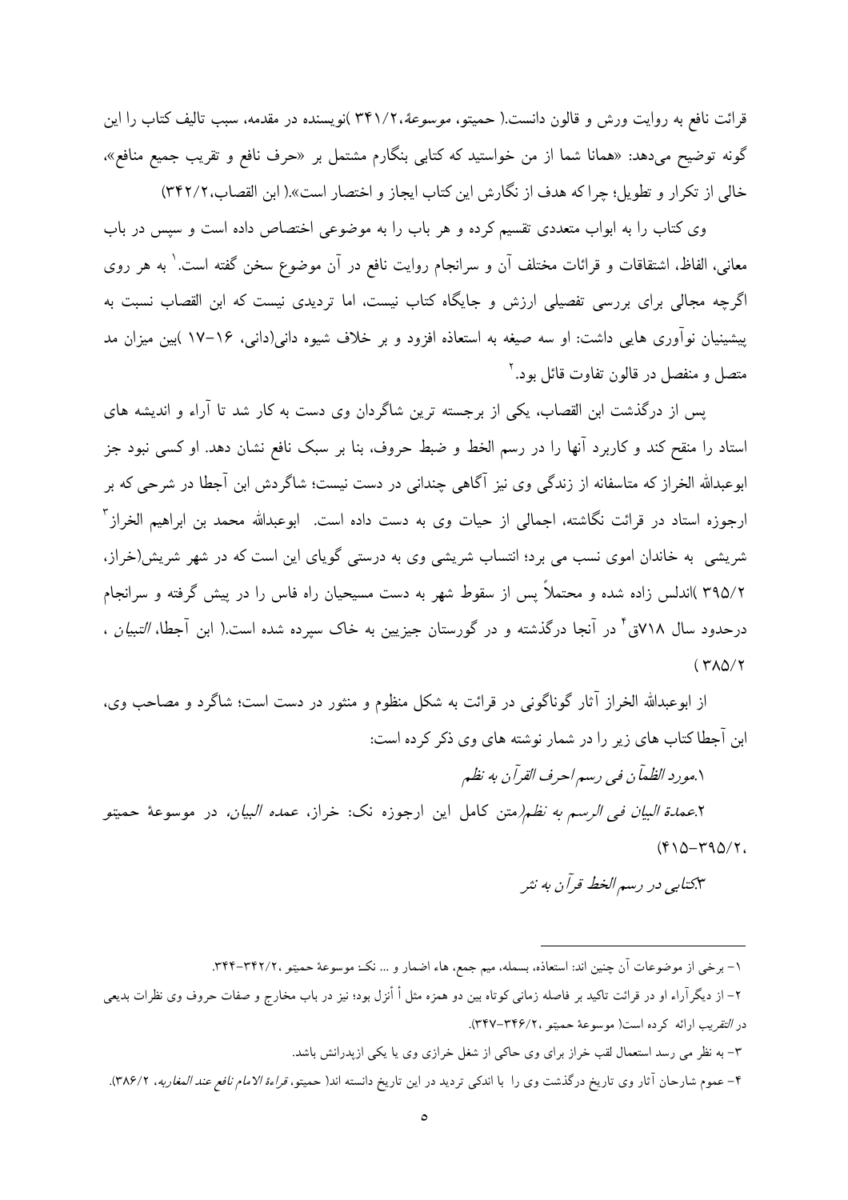قرائت نافع به روایت ورش و قالون دانست.( حمیتو، موسوعة،۳۴۱/۲ )نویسنده در مقدمه، سبب تالیف کتاب را این گونه توضیح می‌دهد: «همانا شما از من خواستید که کتابی بنگارم مشتمل بر «حرف نافع و تقریب جمیع منافع»، خالی از تکرار و تطویل؛ چرا که هدف از نگارش این کتاب ایجاز و اختصار است».( ابن القصاب،۳۴۲/۲)

وی کتاب را به ابواب متعددی تقسیم کرده و هر باب را به موضوعی اختصاص داده است و سپس در باب معانی، الفاظ، اشتقاقات و قرائات مختلف آن و سرانجام روایت نافع در آن موضوع سخن گفته است.[1] به هر روی اگرچه مجالی برای بررسی تفصیلی ارزش و جایگاه کتاب نیست، اما تردیدی نیست که ابن القصاب نسبت به پیشینیان نوآوری هایی داشت: او سه صیغه به استعاذه افزود و بر خلاف شیوه دانی(دانی، ۱۶-۱۷ )بین میزان مد متصل و منفصل در قالون تفاوت قائل بود.[2]

پس از درگذشت ابن القصاب، یکی از برجسته ترین شاگردان وی دست به کار شد تا آراء و اندیشه های استاد را منقح کند و کاربرد آنها را در رسم الخط و ضبط حروف، بنا بر سبک نافع نشان دهد. او کسی نبود جز ابوعبدالله الخراز که متاسفانه از زندگی وی نیز آگاهی چندانی در دست نیست؛ شاگردش ابن آجطا در شرحی که بر ارجوزه استاد در قرائت نگاشته، اجمالی از حیات وی به دست داده است. ابوعبدالله محمد بن ابراهیم الخراز[3] شریشی به خاندان اموی نسب می برد؛ انتساب شریشی وی به درستی گویای این است که در شهر شریش(خراز، ۳۹۵/۲ )اندلس زاده شده و محتملاً پس از سقوط شهر به دست مسیحیان راه فاس را در پیش گرفته و سرانجام درحدود سال ۷۱۸ق[4] در آنجا درگذشته و در گورستان جیزیین به خاک سپرده شده است.( ابن آجطا، *التبیان* ، ۳۸۵/۲ )

از ابوعبدالله الخراز آثار گوناگونی در قرائت به شکل منظوم و منثور در دست است؛ شاگرد و مصاحب وی، ابن آجطا کتاب های زیر را در شمار نوشته های وی ذکر کرده است:

۱.*مورد الظمآن فی رسم احرف القرآن به نظم*

۲.*عمدة البیان فی الرسم به نظم*(متن کامل این ارجوزه نک: خراز، *عمده البیان*، در موسوعهٔ حمیتو ،۳۹۵/۲-۴۱۵)

۳.*کتابی در رسم الخط قرآن به نثر*

---

۱- برخی از موضوعات آن چنین اند: استعاذه، بسمله، میم جمع، هاء اضمار و ... نک: موسوعهٔ حمیتو ،۳۴۲/۲-۳۴۴.

۲- از دیگرآراء او در قرائت تاکید بر فاصله زمانی کوتاه بین دو همزه مثل أ أنزل بود؛ نیز در باب مخارج و صفات حروف وی نظرات بدیعی در *التقریب* ارائه کرده است( موسوعهٔ حمیتو ،۳۴۶/۲-۳۴۷).

۳- به نظر می رسد استعمال لقب خراز برای وی حاکی از شغل خرازی وی یا یکی ازپدرانش باشد.

۴- عموم شارحان آثار وی تاریخ درگذشت وی را با اندکی تردید در این تاریخ دانسته اند( حمیتو، *قراءة الامام نافع عند المغاربه*، ۳۸۶/۲).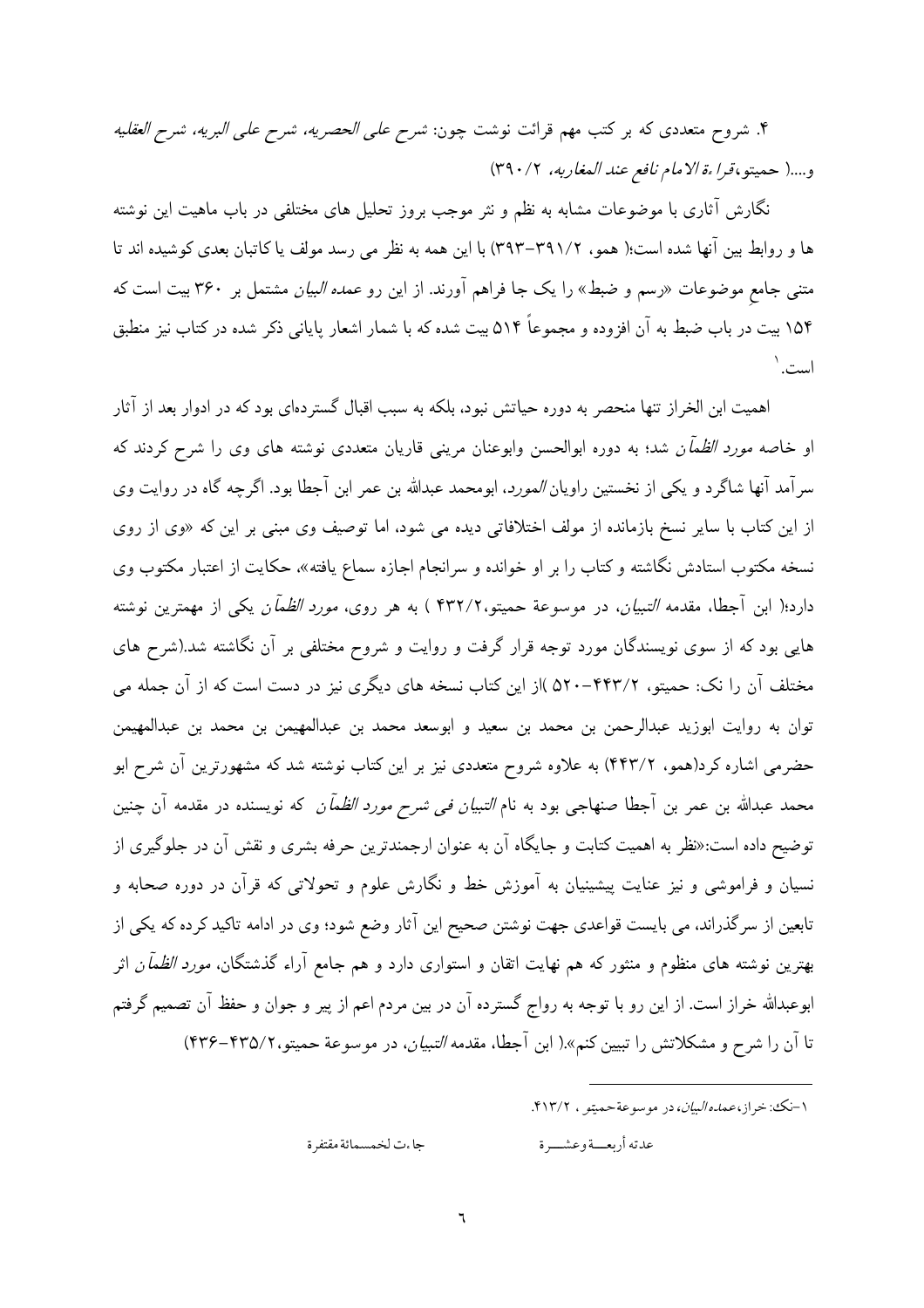۴. شروح متعددی که بر کتب مهم قرائت نوشت چون: *شرح علی الحصریه، شرح علی البریه، شرح العقلیه* و....( حمیتو،*قراءة الامام نافع عند المغاربه*، ۳۹۰/۲)

نگارش آثاری با موضوعات مشابه به نظم و نثر موجب بروز تحلیل های مختلفی در باب ماهیت این نوشته ها و روابط بین آنها شده است؛( همو، ۳۹۱/۲-۳۹۳) با این همه به نظر می رسد مولف یا کاتبان بعدی کوشیده اند تا متنی جامعِ موضوعات «رسم و ضبط» را یک جا فراهم آورند. از این رو *عمده البیان* مشتمل بر ۳۶۰ بیت است که ۱۵۴ بیت در باب ضبط به آن افزوده و مجموعاً ۵۱۴ بیت شده که با شمار اشعار پایانی ذکر شده در کتاب نیز منطبق است.[1]

اهمیت ابن الخراز تنها منحصر به دوره حیاتش نبود، بلکه به سبب اقبال گسترده‌ای بود که در ادوار بعد از آثار او خاصه *مورد الظمآن* شد؛ به دوره ابوالحسن وابوعنان مرینی قاریان متعددی نوشته های وی را شرح کردند که سرآمد آنها شاگرد و یکی از نخستین راویان *المورد*، ابومحمد عبدالله بن عمر ابن آجطا بود. اگرچه گاه در روایت وی از این کتاب با سایر نسخ بازمانده از مولف اختلافاتی دیده می شود، اما توصیف وی مبنی بر این که «وی از روی نسخه مکتوب استادش نگاشته و کتاب را بر او خوانده و سرانجام اجازه سماع یافته»، حکایت از اعتبار مکتوب وی دارد؛( ابن آجطا، مقدمه *التبیان*، در موسوعة حمیتو،۴۳۲/۲ ) به هر روی، *مورد الظمآن* یکی از مهمترین نوشته هایی بود که از سوی نویسندگان مورد توجه قرار گرفت و روایت و شروح مختلفی بر آن نگاشته شد.(شرح های مختلف آن را نک: حمیتو، ۴۴۳/۲-۵۲۰ )از این کتاب نسخه های دیگری نیز در دست است که از آن جمله می توان به روایت ابوزید عبدالرحمن بن محمد بن سعید و ابوسعد محمد بن عبدالمهیمن بن محمد بن عبدالمهیمن حضرمی اشاره کرد(همو، ۴۴۳/۲) به علاوه شروح متعددی نیز بر این کتاب نوشته شد که مشهورترین آن شرح ابو محمد عبدالله بن عمر بن آجطا صنهاجی بود به نام *التبیان فی شرح مورد الظمآن* که نویسنده در مقدمه آن چنین توضیح داده است:«نظر به اهمیت کتابت و جایگاه آن به عنوان ارجمندترین حرفه بشری و نقش آن در جلوگیری از نسیان و فراموشی و نیز عنایت پیشینیان به آموزش خط و نگارش علوم و تحولاتی که قرآن در دوره صحابه و تابعین از سرگذراند، می بایست قواعدی جهت نوشتن صحیح این آثار وضع شود؛ وی در ادامه تاکید کرده که یکی از بهترین نوشته های منظوم و منثور که هم نهایت اتقان و استواری دارد و هم جامع آراء گذشتگان، *مورد الظمآن* اثر ابوعبدالله خراز است. از این رو با توجه به رواج گسترده آن در بین مردم اعم از پیر و جوان و حفظ آن تصمیم گرفتم تا آن را شرح و مشکلاتش را تبیین کنم».( ابن آجطا، مقدمه *التبیان*، در موسوعة حمیتو،۴۳۵/۲-۴۳۶)

---

[1] -نک: خراز،*عمده البیان*، در موسوعة حمیتو ، ۴۱۳/۲.

عدته أربعـــة وعشـــرة جا،ت لخمسمائة مقتفرة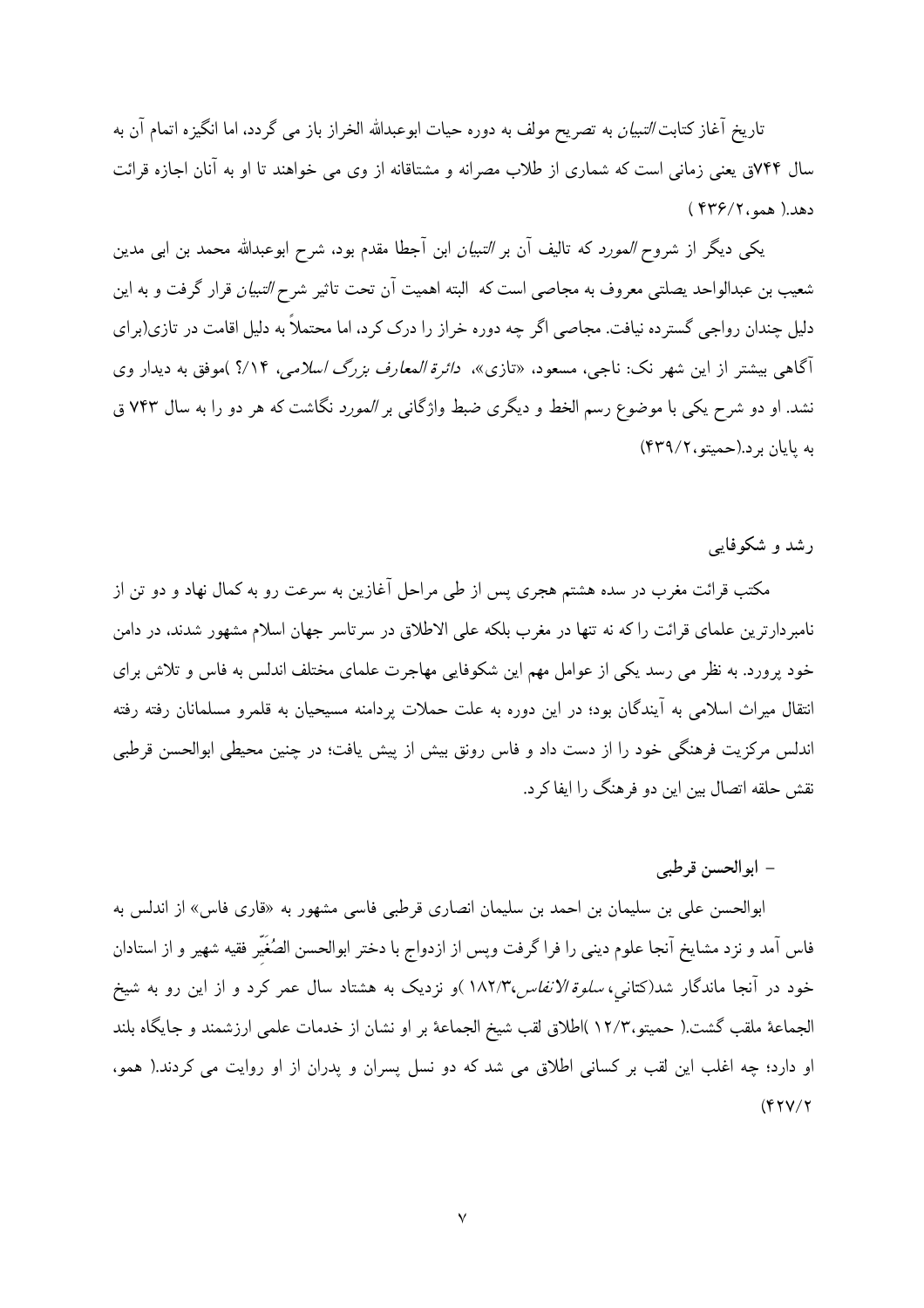تاریخ آغاز کتابت *التبیان* به تصریح مولف به دوره حیات ابوعبدالله الخراز باز می گردد، اما انگیزه اتمام آن به سال ۷۴۴ق یعنی زمانی است که شماری از طلاب مصرانه و مشتاقانه از وی می خواهند تا او به آنان اجازه قرائت دهد.( همو،۴۳۶/۲ )

یکی دیگر از شروح *المورد* که تالیف آن بر *التبیان* ابن آجطا مقدم بود، شرح ابوعبدالله محمد بن ابی مدین شعیب بن عبدالواحد یصلتی معروف به مجاصی است که البته اهمیت آن تحت تاثیر شرح *التبیان* قرار گرفت و به این دلیل چندان رواجی گسترده نیافت. مجاصی اگر چه دوره خراز را درک کرد، اما محتملاً به دلیل اقامت در تازی(برای آگاهی بیشتر از این شهر نک: ناجی، مسعود، «تازی»، *دائرة المعارف بزرگ اسلامی*، ۱۴/؟ )موفق به دیدار وی نشد. او دو شرح یکی با موضوع رسم الخط و دیگری ضبط واژگانی بر *المورد* نگاشت که هر دو را به سال ۷۴۳ ق به پایان برد.(حمیتو،۴۳۹/۲)

## رشد و شکوفایی

مکتب قرائت مغرب در سده هشتم هجری پس از طی مراحل آغازین به سرعت رو به کمال نهاد و دو تن از نامبردارترین علمای قرائت را که نه تنها در مغرب بلکه علی الاطلاق در سرتاسر جهان اسلام مشهور شدند، در دامن خود پرورد. به نظر می رسد یکی از عوامل مهم این شکوفایی مهاجرت علمای مختلف اندلس به فاس و تلاش برای انتقال میراث اسلامی به آیندگان بود؛ در این دوره به علت حملات پردامنه مسیحیان به قلمرو مسلمانان رفته رفته اندلس مرکزیت فرهنگی خود را از دست داد و فاس رونق بیش از پیش یافت؛ در چنین محیطی ابوالحسن قرطبی نقش حلقه اتصال بین این دو فرهنگ را ایفا کرد.

### - ابوالحسن قرطبی

ابوالحسن علی بن سلیمان بن احمد بن سلیمان انصاری قرطبی فاسی مشهور به «قاری فاس» از اندلس به فاس آمد و نزد مشایخ آنجا علوم دینی را فرا گرفت وپس از ازدواج با دختر ابوالحسن الصُغَیِّر فقیه شهیر و از استادان خود در آنجا ماندگار شد(کتانی، *سلوة الانفاس*،۱۸۲/۳ )و نزدیک به هشتاد سال عمر کرد و از این رو به شیخ الجماعة ملقب گشت.( حمیتو،۱۲/۳ )اطلاق لقب شیخ الجماعة بر او نشان از خدمات علمی ارزشمند و جایگاه بلند او دارد؛ چه اغلب این لقب بر کسانی اطلاق می شد که دو نسل پسران و پدران از او روایت می کردند.( همو، ۴۲۷/۲)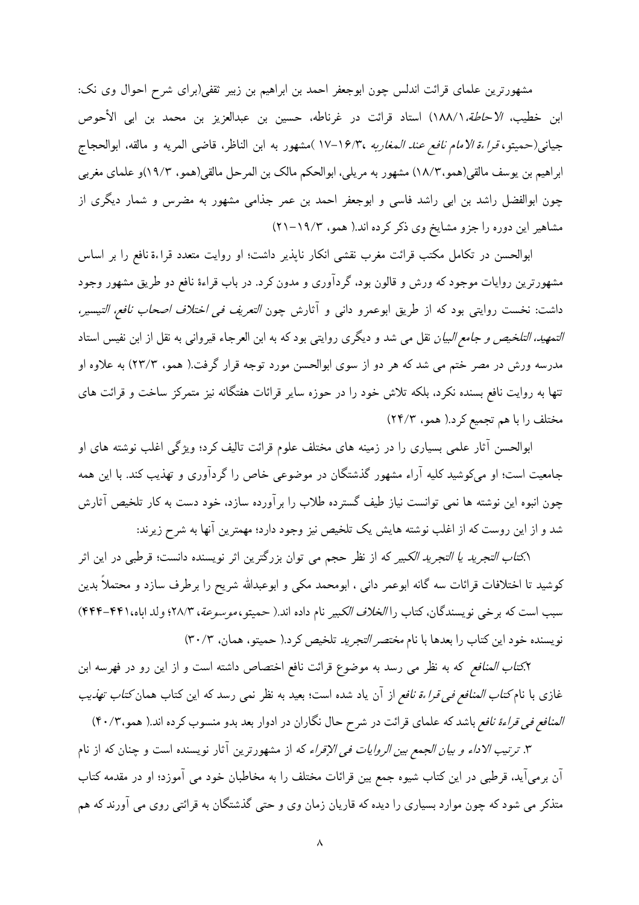مشهورترین علمای قرائت اندلس چون ابوجعفر احمد بن ابراهیم بن زبیر ثقفی(برای شرح احوال وی نک: ابن خطیب، *الاحاطة*،۱۸۸/۱) استاد قرائت در غرناطه، حسین بن عبدالعزیز بن محمد بن ابی الأحوص جیانی(حمیتو، *قراءة الامام نافع عند المغاربه* ،۱۶/۳–۱۷ )مشهور به ابن الناظر، قاضی المریه و مالقه، ابوالحجاج ابراهیم بن یوسف مالقی(همو،۱۸/۳) مشهور به مریلی، ابوالحکم مالک بن المرحل مالقی(همو، ۱۹/۳)و علمای مغربی چون ابوالفضل راشد بن ابی راشد فاسی و ابوجعفر احمد بن عمر جذامی مشهور به مضرس و شمار دیگری از مشاهیر این دوره را جزو مشایخ وی ذکر کرده اند.( همو، ۱۹/۳–۲۱)

ابوالحسن در تکامل مکتب قرائت مغرب نقشی انکار ناپذیر داشت؛ او روایت متعدد قراءة نافع را بر اساس مشهورترین روایات موجود که ورش و قالون بود، گردآوری و مدون کرد. در باب قراءة نافع دو طریق مشهور وجود داشت: نخست روایتی بود که از طریق ابوعمرو دانی و آثارش چون *التعریف فی اختلاف اصحاب نافع*، *التیسیر*، *التمهید*، *التلخیص و جامع البیان* نقل می شد و دیگری روایتی بود که به ابن العرجاء قیروانی به نقل از ابن نفیس استاد مدرسه ورش در مصر ختم می شد که هر دو از سوی ابوالحسن مورد توجه قرار گرفت.( همو، ۲۳/۳) به علاوه او تنها به روایت نافع بسنده نکرد، بلکه تلاش خود را در حوزه سایر قرائات هفتگانه نیز متمرکز ساخت و قرائت های مختلف را با هم تجمیع کرد.( همو، ۲۴/۳)

ابوالحسن آثار علمی بسیاری را در زمینه های مختلف علوم قرائت تالیف کرد؛ ویژگی اغلب نوشته های او جامعیت است؛ او می‌کوشید کلیه آراء مشهور گذشتگان در موضوعی خاص را گردآوری و تهذیب کند. با این همه چون انبوه این نوشته ها نمی توانست نیاز طیف گسترده طلاب را برآورده سازد، خود دست به کار تلخیص آثارش شد و از این روست که از اغلب نوشته هایش یک تلخیص نیز وجود دارد؛ مهمترین آنها به شرح زیرند:

۱.*کتاب التجرید یا التجرید الکبیر* که از نظر حجم می توان بزرگترین اثر نویسنده دانست؛ قرطبی در این اثر کوشید تا اختلافات قرائات سه گانه ابوعمر دانی ، ابومحمد مکی و ابوعبدالله شریح را برطرف سازد و محتملاً بدین سبب است که برخی نویسندگان، کتاب را *الخلاف الکبیر* نام داده اند.( حمیتو، *موسوعة*، ۲۸/۳؛ ولد اباه،۴۴۱–۴۴۴) نویسنده خود این کتاب را بعدها با نام *مختصر التجرید* تلخیص کرد.( حمیتو، همان، ۳۰/۳)

۲.*کتاب المنافع* که به نظر می رسد به موضوع قرائت نافع اختصاص داشته است و از این رو در فهرسه ابن غازی با نام *کتاب المنافع فی قراءة نافع* از آن یاد شده است؛ بعید به نظر نمی رسد که این کتاب همان *کتاب تهذیب المنافع فی قراءة نافع* باشد که علمای قرائت در شرح حال نگاران در ادوار بعد بدو منسوب کرده اند.( همو،۴۰/۳)

۳. *ترتیب الاداء و بیان الجمع بین الروایات فی الإقراء* که از مشهورترین آثار نویسنده است و چنان که از نام آن برمی‌آید، قرطبی در این کتاب شیوه جمع بین قرائات مختلف را به مخاطبان خود می آموزد؛ او در مقدمه کتاب متذکر می شود که چون موارد بسیاری را دیده که قاریان زمان وی و حتی گذشتگان به قرائتی روی می آورند که هم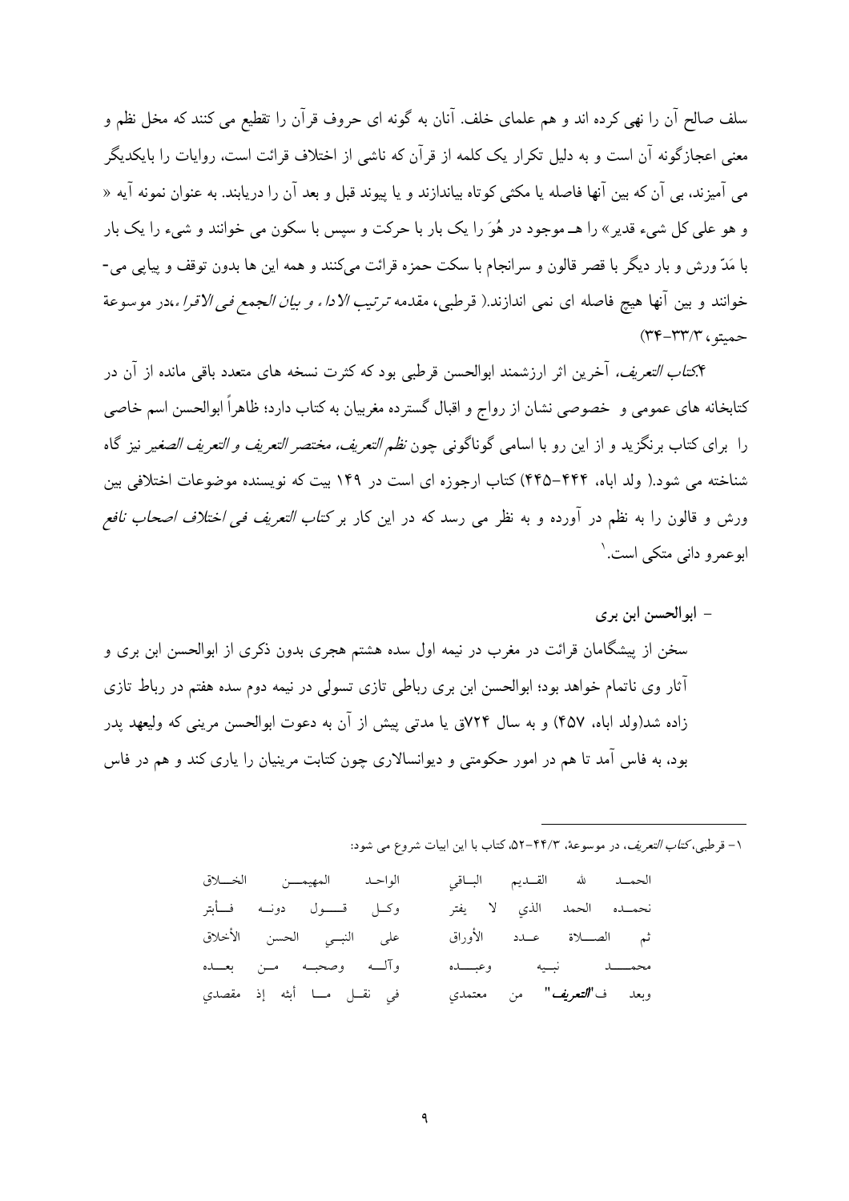سلف صالح آن را نهی کرده اند و هم علمای خلف. آنان به گونه ای حروف قرآن را تقطیع می کنند که مخل نظم و معنی اعجازگونه آن است و به دلیل تکرار یک کلمه از قرآن که ناشی از اختلاف قرائت است، روایات را بایکدیگر می آمیزند، بی آن که بین آنها فاصله یا مکثی کوتاه بیاندازند و یا پیوند قبل و بعد آن را دریابند. به عنوان نمونه آیه « و هو علی کل شیء قدیر» را هـ موجود در هُوَ را یک بار با حرکت و سپس با سکون می خوانند و شیء را یک بار با مَدّ ورش و بار دیگر با قصر قالون و سرانجام با سکت حمزه قرائت می‌کنند و همه این ها بدون توقف و پیاپی می- خوانند و بین آنها هیچ فاصله ای نمی اندازند.( قرطبی، مقدمه *ترتیب الاداء و بیان الجمع فی الاقراء*،در موسوعة حمیتو، ۳۳/۳-۳۴)

۴.*کتاب التعریف*، آخرین اثر ارزشمند ابوالحسن قرطبی بود که کثرت نسخه های متعدد باقی مانده از آن در کتابخانه های عمومی و خصوصی نشان از رواج و اقبال گسترده مغربیان به کتاب دارد؛ ظاهراً ابوالحسن اسم خاصی را برای کتاب برنگزید و از این رو با اسامی گوناگونی چون *نظم التعریف*، *مختصر التعریف* و *التعریف الصغیر* نیز گاه شناخته می شود.( ولد اباه، ۴۴۴-۴۴۵) کتاب ارجوزه ای است در ۱۴۹ بیت که نویسنده موضوعات اختلافی بین ورش و قالون را به نظم در آورده و به نظر می رسد که در این کار بر *کتاب التعریف فی اختلاف اصحاب نافع* ابوعمرو دانی متکی است.[1]

- **ابوالحسن ابن بری**

سخن از پیشگامان قرائت در مغرب در نیمه اول سده هشتم هجری بدون ذکری از ابوالحسن ابن بری و آثار وی ناتمام خواهد بود؛ ابوالحسن ابن بری رباطی تازی تسولی در نیمه دوم سده هفتم در رباط تازی زاده شد(ولد اباه، ۴۵۷) و به سال ۷۲۴ق یا مدتی پیش از آن به دعوت ابوالحسن مرینی که ولیعهد پدر بود، به فاس آمد تا هم در امور حکومتی و دیوانسالاری چون کتابت مرینیان را یاری کند و هم در فاس

---

۱- قرطبی،*کتاب التعریف*، در موسوعة، ۴۴/۳-۵۲، کتاب با این ابیات شروع می شود:

| | |
|---|---|
| الحمد لله القديم الباقي | الواحد المهيمن الخلاق |
| نحمده الحمد الذي لا يفتر | وكل قول دونه فأبتر |
| ثم الصلاة عدد الأوراق | على النبي الحسن الأخلاق |
| محمد نبيه وعبده | وآله وصحبه من بعده |
| وبعد ف"*التعريف*" من معتمدي | في نقل ما أبثه إذ مقصدي |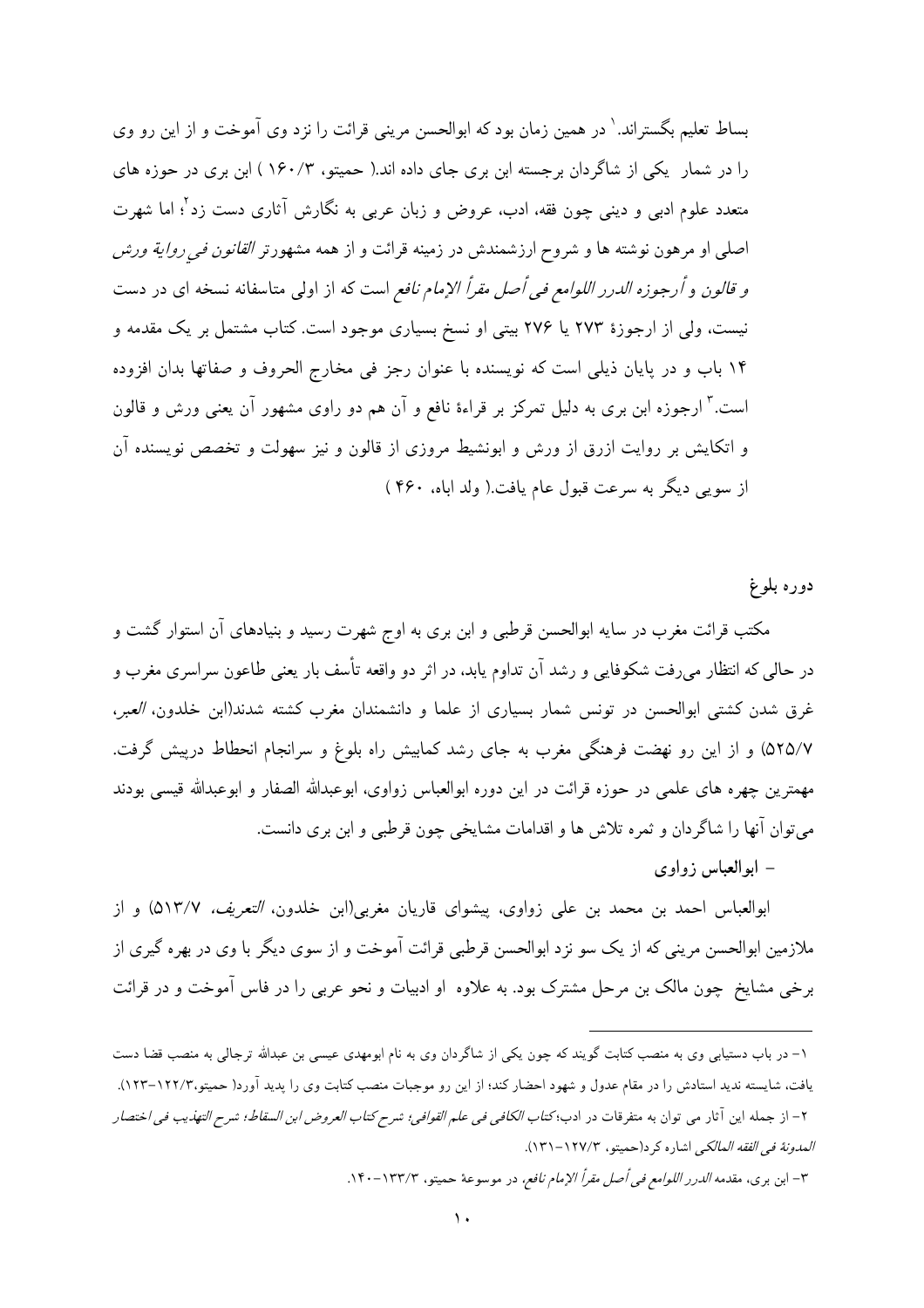بساط تعلیم بگستراند.[1] در همین زمان بود که ابوالحسن مرینی قرائت را نزد وی آموخت و از این رو وی را در شمار یکی از شاگردان برجسته ابن بری جای داده اند.( حمیتو، ۱۶۰/۳ ) ابن بری در حوزه های متعدد علوم ادبی و دینی چون فقه، ادب، عروض و زبان عربی به نگارش آثاری دست زد[2]؛ اما شهرت اصلی او مرهون نوشته ها و شروح ارزشمندش در زمینه قرائت و از همه مشهورتر *القانون فی روایة ورش و قالون و أرجوزه الدرر اللوامع فی أصل مقرأ الإمام نافع* است که از اولی متاسفانه نسخه ای در دست نیست، ولی از ارجوزهٔ ۲۷۳ یا ۲۷۶ بیتی او نسخ بسیاری موجود است. کتاب مشتمل بر یک مقدمه و ۱۴ باب و در پایان ذیلی است که نویسنده با عنوان رجز فی مخارج الحروف و صفاتها بدان افزوده است.[3] ارجوزه ابن بری به دلیل تمرکز بر قراءهٔ نافع و آن هم دو راوی مشهور آن یعنی ورش و قالون و اتکایش بر روایت ازرق از ورش و ابونشیط مروزی از قالون و نیز سهولت و تخصص نویسنده آن از سویی دیگر به سرعت قبول عام یافت.( ولد اباه، ۴۶۰ )

### دوره بلوغ

مکتب قرائت مغرب در سایه ابوالحسن قرطبی و ابن بری به اوج شهرت رسید و بنیادهای آن استوار گشت و در حالی که انتظار می‌رفت شکوفایی و رشد آن تداوم یابد، در اثر دو واقعه تأسف بار یعنی طاعون سراسری مغرب و غرق شدن کشتی ابوالحسن در تونس شمار بسیاری از علما و دانشمندان مغرب کشته شدند(ابن خلدون، *العبر*، ۵۲۵/۷) و از این رو نهضت فرهنگی مغرب به جای رشد کمابیش راه بلوغ و سرانجام انحطاط درپیش گرفت. مهمترین چهره های علمی در حوزه قرائت در این دوره ابوالعباس زواوی، ابوعبدالله الصفار و ابوعبدالله قیسی بودند می‌توان آنها را شاگردان و ثمره تلاش ها و اقدامات مشایخی چون قرطبی و ابن بری دانست.

**- ابوالعباس زواوی**

ابوالعباس احمد بن محمد بن علی زواوی، پیشوای قاریان مغربی(ابن خلدون، *التعریف*، ۵۱۳/۷) و از ملازمین ابوالحسن مرینی که از یک سو نزد ابوالحسن قرطبی قرائت آموخت و از سوی دیگر با وی در بهره گیری از برخی مشایخ چون مالک بن مرحل مشترک بود. به علاوه او ادبیات و نحو عربی را در فاس آموخت و در قرائت

---

۱- در باب دستیابی وی به منصب کتابت گویند که چون یکی از شاگردان وی به نام ابومهدی عیسی بن عبدالله ترجالی به منصب قضا دست یافت، شایسته ندید استادش را در مقام عدول و شهود احضار کند؛ از این رو موجبات منصب کتابت وی را پدید آورد( حمیتو،۱۲۲/۳-۱۲۳).

۲- از جمله این آثار می توان به متفرقات در ادب؛ *کتاب الکافی فی علم القوافی؛ شرح کتاب العروض ابن السقاط؛ شرح التهذیب فی اختصار المدونة فی الفقه المالکی* اشاره کرد(حمیتو، ۱۲۷/۳-۱۳۱).

۳- ابن بری، مقدمه *الدرر اللوامع فی أصل مقرأ الإمام نافع*، در موسوعهٔ حمیتو، ۱۳۳/۳-۱۴۰.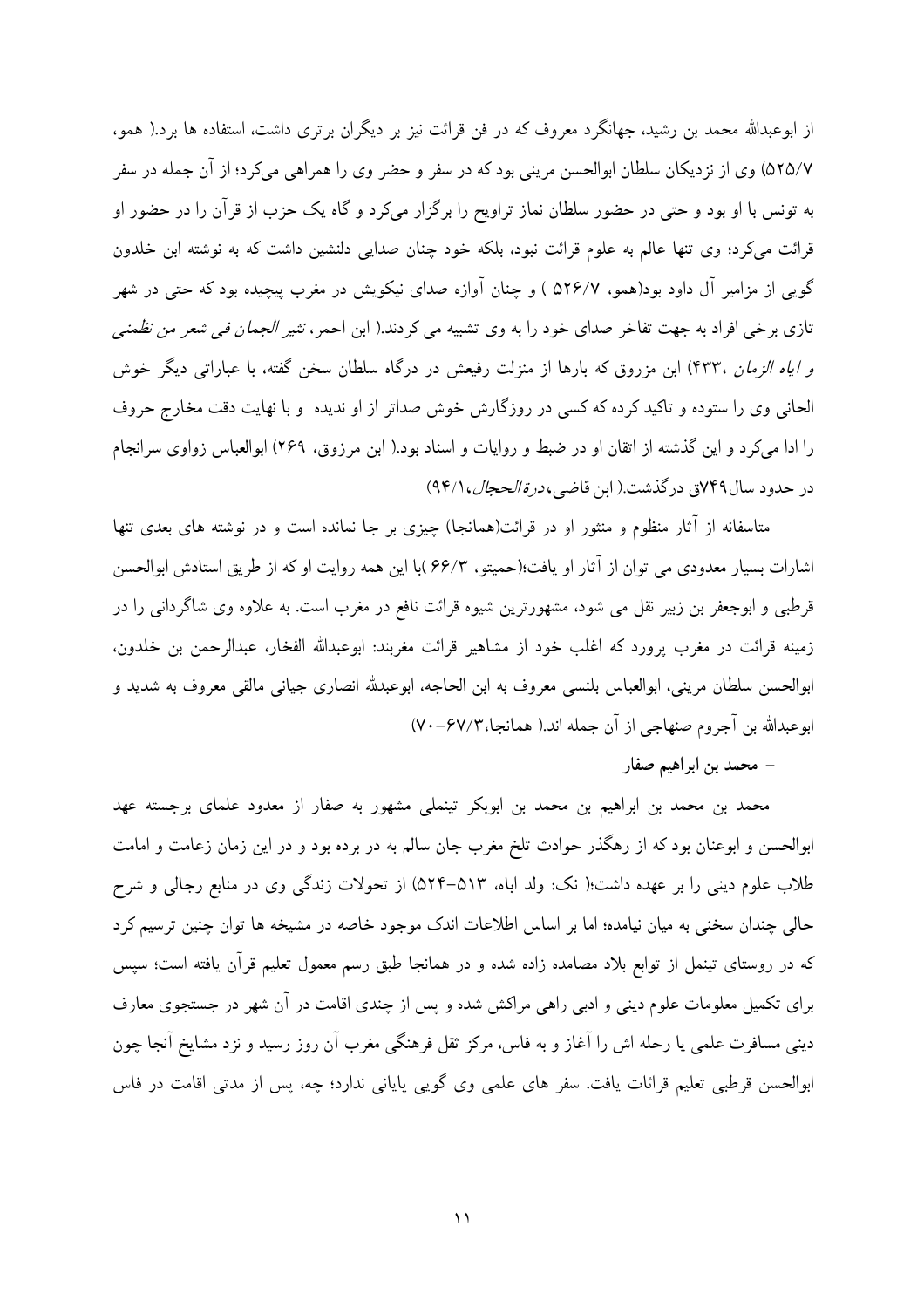از ابوعبدالله محمد بن رشید، جهانگرد معروف که در فن قرائت نیز بر دیگران برتری داشت، استفاده ها برد.( همو، ۵۲۵/۷) وی از نزدیکان سلطان ابوالحسن مرینی بود که در سفر و حضر وی را همراهی می‌کرد؛ از آن جمله در سفر به تونس با او بود و حتی در حضور سلطان نماز تراویح را برگزار می‌کرد و گاه یک حزب از قرآن را در حضور او قرائت می‌کرد؛ وی تنها عالم به علوم قرائت نبود، بلکه خود چنان صدایی دلنشین داشت که به نوشته ابن خلدون گویی از مزامیر آل داود بود(همو، ۵۲۶/۷ ) و چنان آوازه صدای نیکویش در مغرب پیچیده بود که حتی در شهر تازی برخی افراد به جهت تفاخر صدای خود را به وی تشبیه می کردند.( ابن احمر، *نثیر الجمان فی شعر من نظمنی و ایاه الزمان* ،۴۳۳) ابن مرزوق که بارها از منزلت رفیعش در درگاه سلطان سخن گفته، با عباراتی دیگر خوش الحانی وی را ستوده و تاکید کرده که کسی در روزگارش خوش صداتر از او ندیده و با نهایت دقت مخارج حروف را ادا می‌کرد و این گذشته از اتقان او در ضبط و روایات و اسناد بود.( ابن مرزوق، ۲۶۹) ابوالعباس زواوی سرانجام در حدود سال ۷۴۹ق درگذشت.( ابن قاضی، *درة الحجال*،۹۴/۱)

متاسفانه از آثار منظوم و منثور او در قرائت(همانجا) چیزی بر جا نمانده است و در نوشته های بعدی تنها اشارات بسیار معدودی می توان از آثار او یافت؛(حمیتو، ۶۶/۳ )با این همه روایت او که از طریق استادش ابوالحسن قرطبی و ابوجعفر بن زبیر نقل می شود، مشهورترین شیوه قرائت نافع در مغرب است. به علاوه وی شاگردانی را در زمینه قرائت در مغرب پرورد که اغلب خود از مشاهیر قرائت مغربند: ابوعبدالله الفخار، عبدالرحمن بن خلدون، ابوالحسن سلطان مرینی، ابوالعباس بلنسی معروف به ابن الحاجه، ابوعبدلله انصاری جیانی مالقی معروف به شدید و ابوعبدالله بن آجروم صنهاجی از آن جمله اند.( همانجا،۶۷/۳–۷۰)

- **محمد بن ابراهیم صفار**

محمد بن محمد بن ابراهیم بن محمد بن ابوبکر تینملی مشهور به صفار از معدود علمای برجسته عهد ابوالحسن و ابوعنان بود که از رهگذر حوادث تلخ مغرب جان سالم به در برده بود و در این زمان زعامت و امامت طلاب علوم دینی را بر عهده داشت؛( نک: ولد اباه، ۵۱۳–۵۲۴) از تحولات زندگی وی در منابع رجالی و شرح حالی چندان سخنی به میان نیامده؛ اما بر اساس اطلاعات اندک موجود خاصه در مشیخه ها توان چنین ترسیم کرد که در روستای تینمل از توابع بلاد مصامده زاده شده و در همانجا طبق رسم معمول تعلیم قرآن یافته است؛ سپس برای تکمیل معلومات علوم دینی و ادبی راهی مراکش شده و پس از چندی اقامت در آن شهر در جستجوی معارف دینی مسافرت علمی یا رحله اش را آغاز و به فاس، مرکز ثقل فرهنگی مغرب آن روز رسید و نزد مشایخ آنجا چون ابوالحسن قرطبی تعلیم قرائات یافت. سفر های علمی وی گویی پایانی ندارد؛ چه، پس از مدتی اقامت در فاس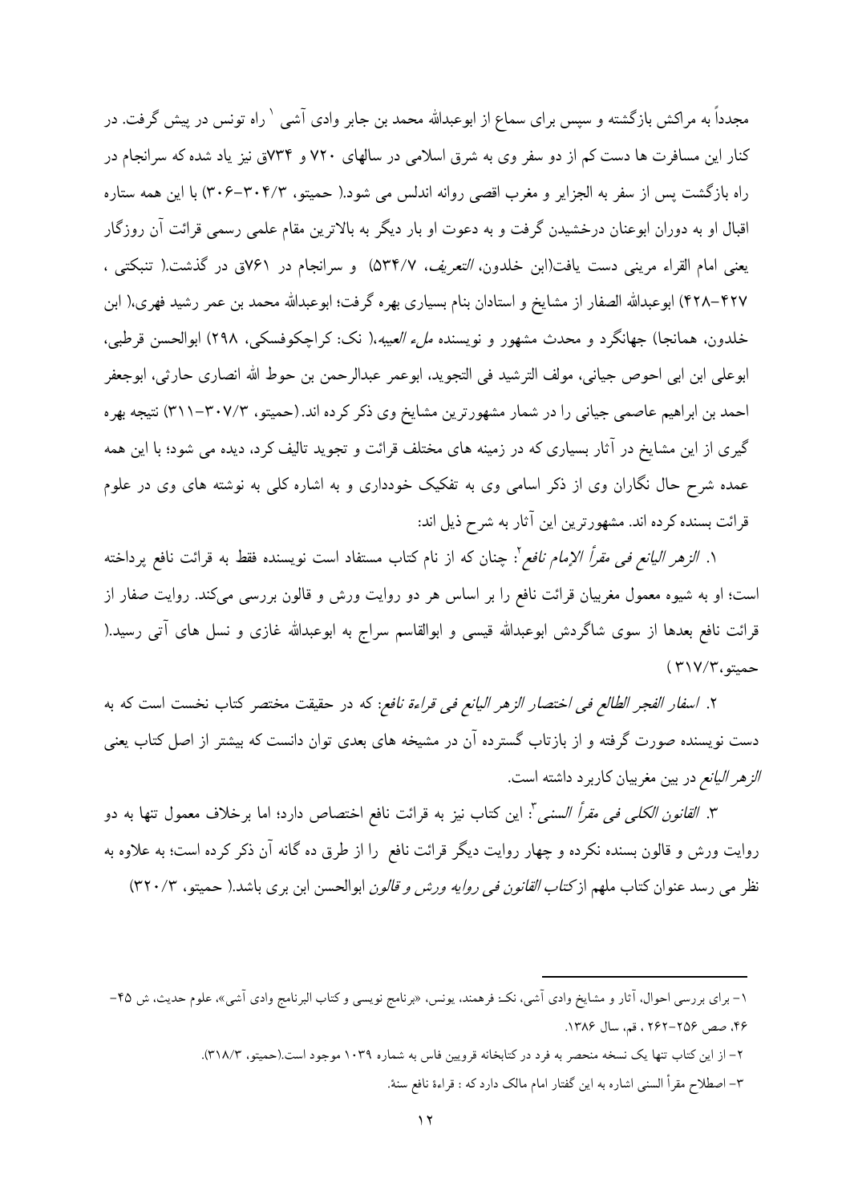مجدداً به مراکش بازگشته و سپس برای سماع از ابوعبدالله محمد بن جابر وادی آشی [1] راه تونس در پیش گرفت. در کنار این مسافرت ها دست کم از دو سفر وی به شرق اسلامی در سالهای ۷۲۰ و ۷۳۴ق نیز یاد شده که سرانجام در راه بازگشت پس از سفر به الجزایر و مغرب اقصی روانه اندلس می شود.( حمیتو، ۳۰۴/۳-۳۰۶) با این همه ستاره اقبال او به دوران ابوعنان درخشیدن گرفت و به دعوت او بار دیگر به بالاترین مقام علمی رسمی قرائت آن روزگار یعنی امام القراء مرینی دست یافت(ابن خلدون، *التعریف*، ۵۳۴/۷) و سرانجام در ۷۶۱ق در گذشت.( تنبکتی ، ۴۲۷-۴۲۸) ابوعبدالله الصفار از مشایخ و استادان بنام بسیاری بهره گرفت؛ ابوعبدالله محمد بن عمر رشید فهری،( ابن خلدون، همانجا) جهانگرد و محدث مشهور و نویسنده *ملء العیبه*،( نک: کراچکوفسکی، ۲۹۸) ابوالحسن قرطبی، ابوعلی ابن ابی احوص جیانی، مولف الترشید فی التجوید، ابوعمر عبدالرحمن بن حوط الله انصاری حارثی، ابوجعفر احمد بن ابراهیم عاصمی جیانی را در شمار مشهورترین مشایخ وی ذکر کرده اند.(حمیتو، ۳۰۷/۳-۳۱۱) نتیجه بهره گیری از این مشایخ در آثار بسیاری که در زمینه های مختلف قرائت و تجوید تالیف کرد، دیده می شود؛ با این همه عمده شرح حال نگاران وی از ذکر اسامی وی به تفکیک خودداری و به اشاره کلی به نوشته های وی در علوم قرائت بسنده کرده اند. مشهورترین این آثار به شرح ذیل اند:

۱. *الزهر الیانع فی مقرأ الإمام نافع*[2]: چنان که از نام کتاب مستفاد است نویسنده فقط به قرائت نافع پرداخته است؛ او به شیوه معمول مغربیان قرائت نافع را بر اساس هر دو روایت ورش و قالون بررسی می‌کند. روایت صفار از قرائت نافع بعدها از سوی شاگردش ابوعبدالله قیسی و ابوالقاسم سراج به ابوعبدالله غازی و نسل های آتی رسید.( حمیتو،۳۱۷/۳ )

۲. *اسفار الفجر الطالع فی اختصار الزهر الیانع فی قراءة نافع*: که در حقیقت مختصر کتاب نخست است که به دست نویسنده صورت گرفته و از بازتاب گسترده آن در مشیخه های بعدی توان دانست که بیشتر از اصل کتاب یعنی *الزهر الیانع* در بین مغربیان کاربرد داشته است.

۳. *القانون الکلی فی مقرأ السنی*[3]: این کتاب نیز به قرائت نافع اختصاص دارد؛ اما برخلاف معمول تنها به دو روایت ورش و قالون بسنده نکرده و چهار روایت دیگر قرائت نافع را از طرق ده گانه آن ذکر کرده است؛ به علاوه به نظر می رسد عنوان کتاب ملهم از *کتاب القانون فی روایه ورش و قالون* ابوالحسن ابن بری باشد.( حمیتو، ۳۲۰/۳)

---

۱- برای بررسی احوال، آثار و مشایخ وادی آشی، نک: فرهمند، یونس، «برنامج نویسی و کتاب البرنامج وادی آشی»، علوم حدیث، ش ۴۵-۴۶، صص ۲۵۶-۲۶۲ ، قم، سال ۱۳۸۶.

۲- از این کتاب تنها یک نسخه منحصر به فرد در کتابخانه قرویین فاس به شماره ۱۰۳۹ موجود است.(حمیتو، ۳۱۸/۳).

۳- اصطلاح مقرأ السنی اشاره به این گفتار امام مالک دارد که : قراءة نافع سنة.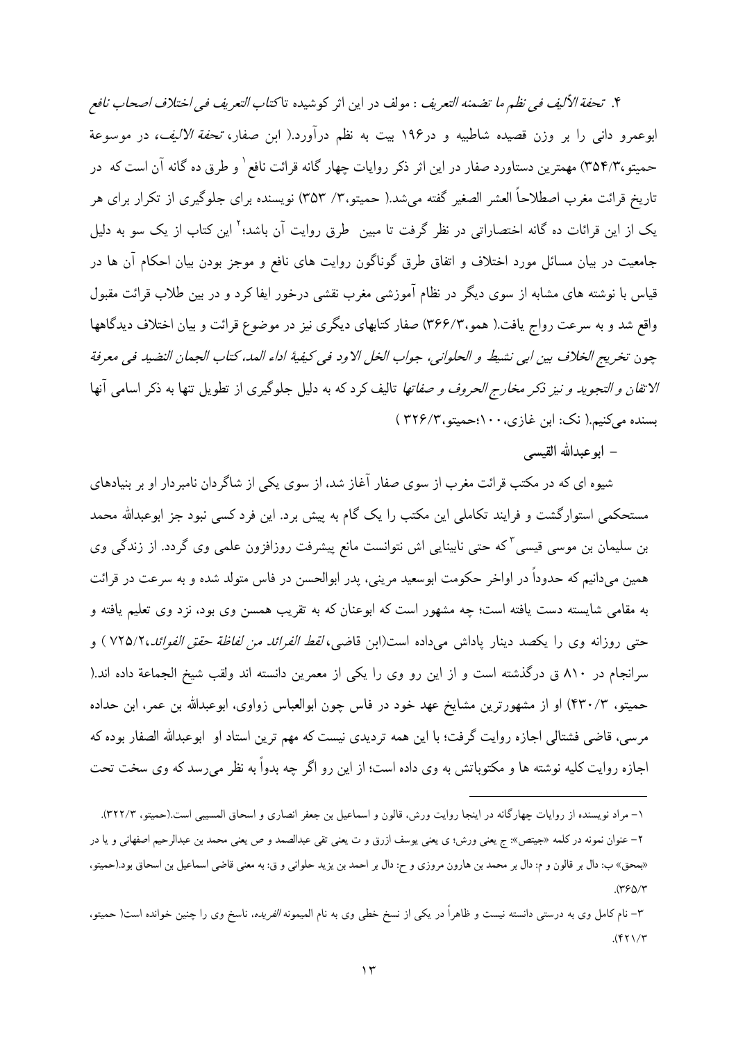۴. *تحفة الألیف فی نظم ما تضمنه التعریف* : مولف در این اثر کوشیده تا*کتاب التعریف فی اختلاف اصحاب نافع* ابوعمرو دانی را بر وزن قصیده شاطبیه و در۱۹۶ بیت به نظم درآورد.( ابن صفار، *تحفة الالیف*، در موسوعة حمیتو،۳۵۴/۳) مهمترین دستاورد صفار در این اثر ذکر روایات چهار گانه قرائت نافع[۱] و طرق ده گانه آن است که در تاریخ قرائت مغرب اصطلاحاً العشر الصغیر گفته می‌شد.( حمیتو،۳/ ۳۵۳) نویسنده برای جلوگیری از تکرار برای هر یک از این قرائات ده گانه اختصاراتی در نظر گرفت تا مبین طرق روایت آن باشد؛[۲] این کتاب از یک سو به دلیل جامعیت در بیان مسائل مورد اختلاف و اتفاق طرق گوناگون روایت های نافع و موجز بودن بیان احکام آن ها در قیاس با نوشته های مشابه از سوی دیگر در نظام آموزشی مغرب نقشی درخور ایفا کرد و در بین طلاب قرائت مقبول واقع شد و به سرعت رواج یافت.( همو،۳۶۶/۳) صفار کتابهای دیگری نیز در موضوع قرائت و بیان اختلاف دیدگاهها چون *تخریج الخلاف بین ابی نشیط و الحلوانی، جواب الخل الاود فی کیفیة اداء المد، کتاب الجمان النضید فی معرفة الاتقان و التجوید و نیز ذکر مخارج الحروف و صفاتها* تالیف کرد که به دلیل جلوگیری از تطویل تنها به ذکر اسامی آنها بسنده می‌کنیم.( نک: ابن غازی،۱۰۰؛حمیتو،۳۲۶/۳ )

– ابوعبدالله القیسی

شیوه ای که در مکتب قرائت مغرب از سوی صفار آغاز شد، از سوی یکی از شاگردان نامبردار او بر بنیادهای مستحکمی استوارگشت و فرایند تکاملی این مکتب را یک گام به پیش برد. این فرد کسی نبود جز ابوعبدالله محمد بن سلیمان بن موسی قیسی[۳] که حتی نابینایی اش نتوانست مانع پیشرفت روزافزون علمی وی گردد. از زندگی وی همین می‌دانیم که حدوداً در اواخر حکومت ابوسعید مرینی، پدر ابوالحسن در فاس متولد شده و به سرعت در قرائت به مقامی شایسته دست یافته است؛ چه مشهور است که ابوعنان که به تقریب همسن وی بود، نزد وی تعلیم یافته و حتی روزانه وی را یکصد دینار پاداش می‌داده است(ابن قاضی، *لقط الفرائد من لفاظة حقق الفوائد*،۷۲۵/۲ ) و سرانجام در ۸۱۰ ق درگذشته است و از این رو وی را یکی از معمرین دانسته اند ولقب شیخ الجماعة داده اند.( حمیتو، ۴۳۰/۳) او از مشهورترین مشایخ عهد خود در فاس چون ابوالعباس زواوی، ابوعبدالله بن عمر، ابن حداده مرسی، قاضی فشتالی اجازه روایت گرفت؛ با این همه تردیدی نیست که مهم ترین استاد او ابوعبدالله الصفار بوده که اجازه روایت کلیه نوشته ها و مکتوباتش به وی داده است؛ از این رو اگر چه بدواً به نظر می‌رسد که وی سخت تحت

---

۱– مراد نویسنده از روایات چهارگانه در اینجا روایت ورش، قالون و اسماعیل بن جعفر انصاری و اسحاق المسیبی است.(حمیتو، ۳۲۲/۳).

۲– عنوان نمونه در کلمه «جیتص»: ج یعنی ورش؛ ی یعنی یوسف ازرق و ت یعنی تقی عبدالصمد و ص یعنی محمد بن عبدالرحیم اصفهانی و یا در «بمحق» ب: دال بر قالون و م: دال بر محمد بن هارون مروزی و ح: دال بر احمد بن یزید حلوانی و ق: به معنی قاضی اسماعیل بن اسحاق بود.(حمیتو، ۳۶۵/۳).

۳– نام کامل وی به درستی دانسته نیست و ظاهراً در یکی از نسخ خطی وی به نام المیمونه *الفریده*، ناسخ وی را چنین خوانده است( حمیتو، ۴۲۱/۳).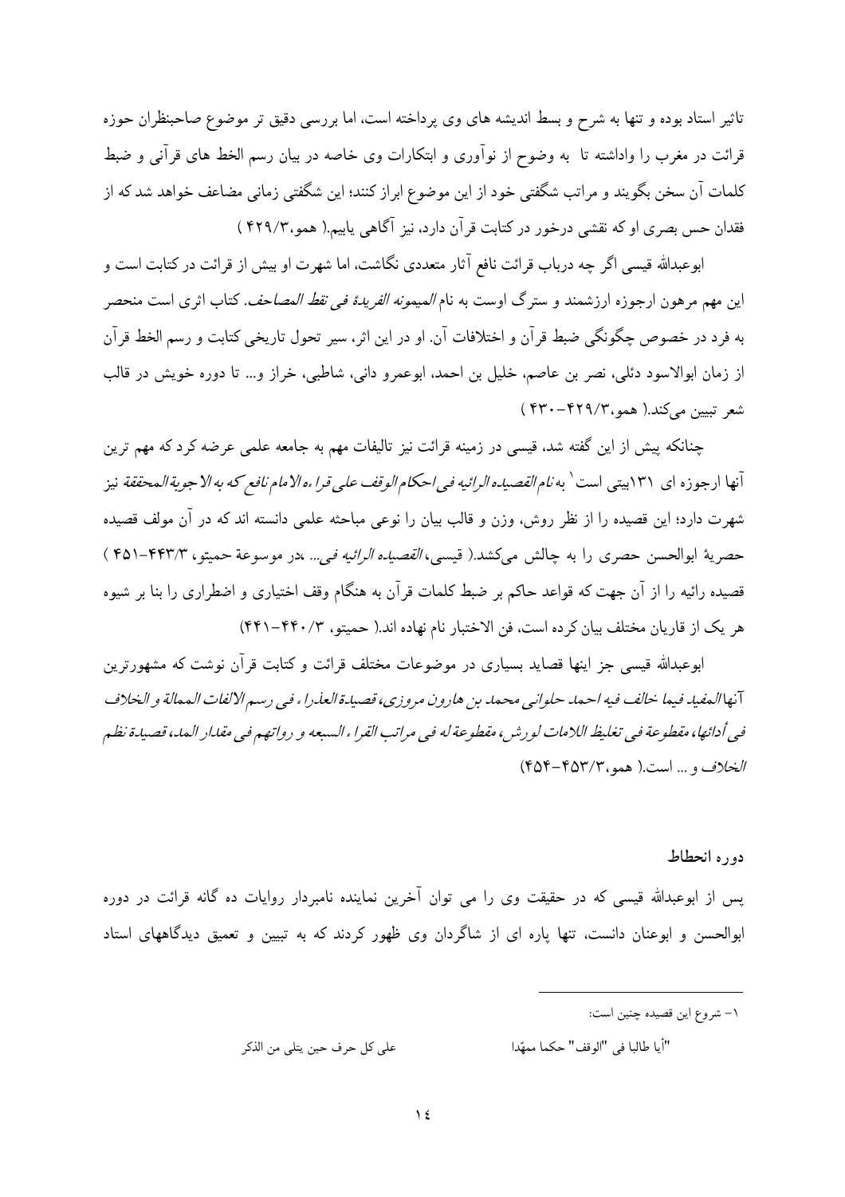تاثیر استاد بوده و تنها به شرح و بسط اندیشه های وی پرداخته است، اما بررسی دقیق تر موضوع صاحبنظران حوزه قرائت در مغرب را واداشته تا به وضوح از نوآوری و ابتکارات وی خاصه در بیان رسم الخط های قرآنی و ضبط کلمات آن سخن بگویند و مراتب شگفتی خود را از این موضوع ابراز کنند؛ این شگفتی زمانی مضاعف خواهد شد که از فقدان حس بصری او که نقشی درخور در کتابت قرآن دارد، نیز آگاهی یابیم.( همو،۴۲۹/۳ )

ابوعبدالله قیسی اگر چه درباب قرائت نافع آثار متعددی نگاشت، اما شهرت او بیش از قرائت در کتابت است و این مهم مرهون ارجوزه ارزشمند و سترگ اوست به نام *المیمونه الفریدة فی نقط المصاحف*. کتاب اثری است منحصر به فرد در خصوص چگونگی ضبط قرآن و اختلافات آن. او در این اثر، سیر تحول تاریخی کتابت و رسم الخط قرآن از زمان ابوالاسود دئلی، نصر بن عاصم، خلیل بن احمد، ابوعمرو دانی، شاطبی، خراز و... تا دوره خویش در قالب شعر تبیین می‌کند.( همو،۴۲۹/۳–۴۳۰ )

چنانکه پیش از این گفته شد، قیسی در زمینه قرائت نیز تالیفات مهم به جامعه علمی عرضه کرد که مهم ترین آنها ارجوزه ای ۱۳۱بیتی است[1] به نام *القصیده الرائیه فی احکام الوقف علی قراءه الامام نافع* که به *الاجوبة المحققة* نیز شهرت دارد؛ این قصیده را از نظر روش، وزن و قالب بیان را نوعی مباحثه علمی دانسته اند که در آن مولف قصیده حصریهٔ ابوالحسن حصری را به چالش می‌کشد.( قیسی، *القصیده الرائیه فی*... ،در موسوعة حمیتو، ۴۴۳/۳–۴۵۱ ) قصیده رائیه را از آن جهت که قواعد حاکم بر ضبط کلمات قرآن به هنگام وقف اختیاری و اضطراری را بنا بر شیوه هر یک از قاریان مختلف بیان کرده است، فن الاختبار نام نهاده اند.( حمیتو، ۴۴۰/۳–۴۴۱)

ابوعبدالله قیسی جز اینها قصاید بسیاری در موضوعات مختلف قرائت و کتابت قرآن نوشت که مشهورترین آنها *المفید فیما خالف فیه احمد حلوانی محمد بن هارون مروزی*، *قصیدة العذراء فی رسم الالفات الممالة و الخلاف فی أدائها*، *مقطوعة فی تغلیظ اللامات لورش*، *مقطوعة له فی مراتب القراء السبعه و رواتهم فی مقدار المد*، *قصیدة نظم الخلاف* و ... است.( همو،۴۵۳/۳–۴۵۴)

### دوره انحطاط

پس از ابوعبدالله قیسی که در حقیقت وی را می توان آخرین نماینده نامبردار روایات ده گانه قرائت در دوره ابوالحسن و ابوعنان دانست، تنها پاره ای از شاگردان وی ظهور کردند که به تبیین و تعمیق دیدگاههای استاد

---

[1] – شروع این قصیده چنین است:

"أیا طالبا فی "الوقف" حکما ممهّدا    علی کل حرف حین یتلی من الذکر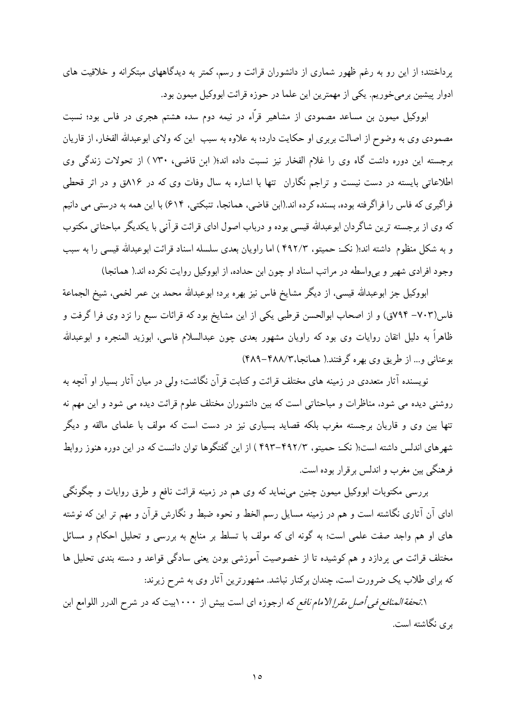پرداختند؛ از این رو به رغم ظهور شماری از دانشوران قرائت و رسم، کمتر به دیدگاههای مبتکرانه و خلاقیت های ادوار پیشین برمی‌خوریم. یکی از مهمترین این علما در حوزه قرائت ابوکیل میمون بود.

ابوکیل میمون بن مساعد مصمودی از مشاهیر قرّاء در نیمه دوم سده هشتم هجری در فاس بود؛ نسبت مصمودی وی به وضوح از اصالت بربری او حکایت دارد؛ به علاوه به سبب این که ولای ابوعبدالله الفخار، از قاریان برجسته این دوره داشت گاه وی را غلام الفخار نیز نسبت داده اند؛( ابن قاضی، ۷۳۰ ) از تحولات زندگی وی اطلاعاتی بایسته در دست نیست و تراجم نگاران تنها با اشاره به سال وفات وی که در ۸۱۶ق و در اثر قحطی فراگیری که فاس را فراگرفته بوده، بسنده کرده اند.(ابن قاضی، همانجا، تنبکتی، ۶۱۴) با این همه به درستی می دانیم که وی از برجسته ترین شاگردان ابوعبدالله قیسی بوده و درباب اصول ادای قرائت قرآنی با یکدیگر مباحثاتی مکتوب و به شکل منظوم داشته اند؛( نک: حمیتو، ۴۹۲/۳ ) اما راویان بعدی سلسله اسناد قرائت ابوعبدالله قیسی را به سبب وجود افرادی شهیر و بی‌واسطه در مراتب اسناد او چون ابن حداده، از ابوکیل روایت نکرده اند.( همانجا)

ابوکیل جز ابوعبدالله قیسی، از دیگر مشایخ فاس نیز بهره برد؛ ابوعبدالله محمد بن عمر لخمی، شیخ الجماعة فاس(۷۰۳- ۷۹۴ق) و از اصحاب ابوالحسن قرطبی یکی از این مشایخ بود که قرائات سبع را نزد وی فرا گرفت و ظاهراً به دلیل اتقان روایات وی بود که راویان مشهور بعدی چون عبدالسلام فاسی، ابوزید المنجره و ابوعبدالله بوعنانی و... از طریق وی بهره گرفتند.( همانجا،۴۸۸/۳-۴۸۹)

نویسنده آثار متعددی در زمینه های مختلف قرائت و کتابت قرآن نگاشت؛ ولی در میان آثار بسیار او آنچه به روشنی دیده می شود، مناظرات و مباحثاتی است که بین دانشوران مختلف علوم قرائت دیده می شود و این مهم نه تنها بین وی و قاریان برجسته مغرب بلکه قصاید بسیاری نیز در دست است که مولف با علمای مالقه و دیگر شهرهای اندلس داشته است؛( نک: حمیتو، ۴۹۲/۳-۴۹۳ ) از این گفتگوها توان دانست که در این دوره هنوز روابط فرهنگی بین مغرب و اندلس برقرار بوده است.

بررسی مکتوبات ابوکیل میمون چنین می‌نماید که وی هم در زمینه قرائت نافع و طرق روایات و چگونگی ادای آن آثاری نگاشته است و هم در زمینه مسایل رسم الخط و نحوه ضبط و نگارش قرآن و مهم تر این که نوشته های او هم واجد صفت علمی است؛ به گونه ای که مولف با تسلط بر منابع به بررسی و تحلیل احکام و مسائل مختلف قرائت می پردازد و هم کوشیده تا از خصوصیت آموزشی بودن یعنی سادگی قواعد و دسته بندی تحلیل ها که برای طلاب یک ضرورت است، چندان برکنار نباشد. مشهورترین آثار وی به شرح زیرند:

۱.*تحفة المنافع فی أصل مقرإ الامام نافع* که ارجوزه ای است بیش از ۱۰۰۰بیت که در شرح الدرر اللوامع ابن بری نگاشته است.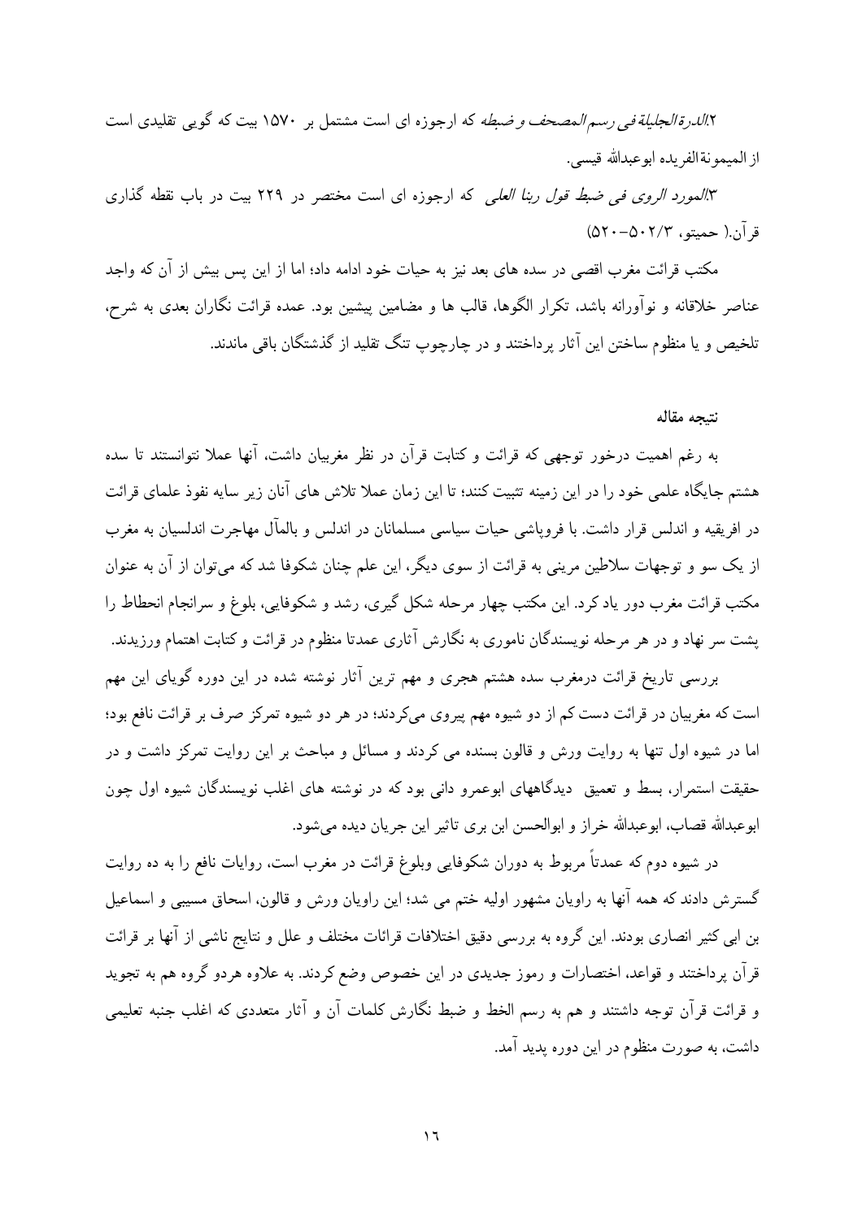۲.*الدرة الجلیلة فی رسم المصحف و ضبطه* که ارجوزه ای است مشتمل بر ۱۵۷۰ بیت که گویی تقلیدی است از المیمونة الفریده ابوعبدالله قیسی.

۳.*المورد الروی فی ضبط قول ربنا العلی* که ارجوزه ای است مختصر در ۲۲۹ بیت در باب نقطه گذاری قرآن.( حمیتو، ۵۰۲/۳-۵۲۰)

مکتب قرائت مغرب اقصی در سده های بعد نیز به حیات خود ادامه داد؛ اما از این پس بیش از آن که واجد عناصر خلاقانه و نوآورانه باشد، تکرار الگوها، قالب ها و مضامین پیشین بود. عمده قرائت نگاران بعدی به شرح، تلخیص و یا منظوم ساختن این آثار پرداختند و در چارچوپ تنگ تقلید از گذشتگان باقی ماندند.

**نتیجه مقاله**

به رغم اهمیت درخور توجهی که قرائت و کتابت قرآن در نظر مغربیان داشت، آنها عملا نتوانستند تا سده هشتم جایگاه علمی خود را در این زمینه تثبیت کنند؛ تا این زمان عملا تلاش های آنان زیر سایه نفوذ علمای قرائت در افریقیه و اندلس قرار داشت. با فروپاشی حیات سیاسی مسلمانان در اندلس و بالمآل مهاجرت اندلسیان به مغرب از یک سو و توجهات سلاطین مرینی به قرائت از سوی دیگر، این علم چنان شکوفا شد که می‌توان از آن به عنوان مکتب قرائت مغرب دور یاد کرد. این مکتب چهار مرحله شکل گیری، رشد و شکوفایی، بلوغ و سرانجام انحطاط را پشت سر نهاد و در هر مرحله نویسندگان ناموری به نگارش آثاری عمدتا منظوم در قرائت و کتابت اهتمام ورزیدند.

بررسی تاریخ قرائت درمغرب سده هشتم هجری و مهم ترین آثار نوشته شده در این دوره گویای این مهم است که مغربیان در قرائت دست کم از دو شیوه مهم پیروی می‌کردند؛ در هر دو شیوه تمرکز صرف بر قرائت نافع بود؛ اما در شیوه اول تنها به روایت ورش و قالون بسنده می کردند و مسائل و مباحث بر این روایت تمرکز داشت و در حقیقت استمرار، بسط و تعمیق دیدگاههای ابوعمرو دانی بود که در نوشته های اغلب نویسندگان شیوه اول چون ابوعبدالله قصاب، ابوعبدالله خراز و ابوالحسن ابن بری تاثیر این جریان دیده می‌شود.

در شیوه دوم که عمدتاً مربوط به دوران شکوفایی وبلوغ قرائت در مغرب است، روایات نافع را به ده روایت گسترش دادند که همه آنها به راویان مشهور اولیه ختم می شد؛ این راویان ورش و قالون، اسحاق مسیبی و اسماعیل بن ابی کثیر انصاری بودند. این گروه به بررسی دقیق اختلافات قرائات مختلف و علل و نتایج ناشی از آنها بر قرائت قرآن پرداختند و قواعد، اختصارات و رموز جدیدی در این خصوص وضع کردند. به علاوه هردو گروه هم به تجوید و قرائت قرآن توجه داشتند و هم به رسم الخط و ضبط نگارش کلمات آن و آثار متعددی که اغلب جنبه تعلیمی داشت، به صورت منظوم در این دوره پدید آمد.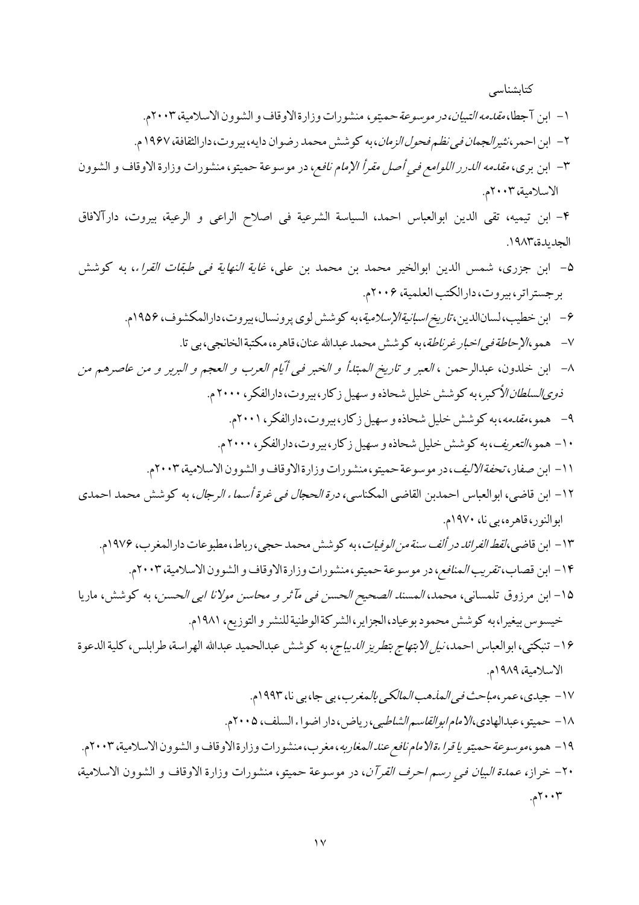کتابشناسی

۱- ابن آجطا، *مقدمه التبيان*، *در موسوعة حميتو*، منشورات وزارة الاوقاف و الشوون الاسلامية، ۲۰۰۳م.

۲- ابن احمر، *نثير الجمان فی نظم فحول الزمان*، به کوشش محمد رضوان دايه، بيروت، دار الثقافة، ۱۹۶۷م.

۳- ابن بری، *مقدمه الدرر اللوامع فی أصل مقرأ الإمام نافع*، در موسوعة حميتو، منشورات وزارة الاوقاف و الشوون الاسلامية، ۲۰۰۳م.

۴- ابن تيميه، تقی الدين ابوالعباس احمد، السياسة الشرعية فی اصلاح الراعی و الرعية، بيروت، دارآلافاق الجديدة، ۱۹۸۳.

۵- ابن جزری، شمس الدين ابوالخير محمد بن محمد بن علی، *غاية النهاية فی طبقات القراء*، به کوشش برجستراتر، بيروت، دارالکتب العلمية، ۲۰۰۶م.

۶- ابن خطيب، لسان‌الدين، *تاريخ اسبانية الإسلامية*، به کوشش لوی پرونسال، بيروت، دارالمکشوف، ۱۹۵۶م.

۷- همو، *الإحاطة فی اخبار غرناطة*، به کوشش محمد عبدالله عنان، قاهره، مکتبة الخانجی، بی تا.

۸- ابن خلدون، عبدالرحمن ، *العبر و تاريخ المبتدأ و الخبر فی أيّام العرب و العجم و البربر و من عاصرهم من ذوی السلطان الأکبر*، به کوشش خليل شحاذه و سهيل زکار، بيروت، دارالفکر، ۲۰۰۰م.

۹- همو، *مقدمه*، به کوشش خليل شحاذه و سهيل زکار، بيروت، دارالفکر، ۲۰۰۱م.

۱۰- همو، *التعريف*، به کوشش خليل شحاذه و سهيل زکار، بيروت، دارالفکر، ۲۰۰۰م.

۱۱- ابن صفار، *تحفة الاليف*، در موسوعة حميتو، منشورات وزارة الاوقاف و الشوون الاسلامية، ۲۰۰۳م.

۱۲- ابن قاضی، ابوالعباس احمدبن القاضی المکناسی، *درة الحجال فی غرة أسماء الرجال*، به کوشش محمد احمدی ابوالنور، قاهره، بی نا، ۱۹۷۰م.

۱۳- ابن قاضی، *لقط الفرائد در ألف سنة من الوفيات*، به کوشش محمد حجی، رباط، مطبوعات دارالمغرب، ۱۹۷۶م.

۱۴- ابن قصاب، *تقريب المنافع*، در موسوعة حميتو، منشورات وزارة الاوقاف و الشوون الاسلامية، ۲۰۰۳م.

۱۵- ابن مرزوق تلمسانی، محمد، *المسند الصحيح الحسن فی مآثر و محاسن مولانا ابی الحسن*، به کوشش، ماريا خيسوس بيغيرا، به کوشش محمود بوعياد، الجزاير، الشرکة الوطنية للنشر و التوزيع، ۱۹۸۱م.

۱۶- تنبکتی، ابوالعباس احمد، *نيل الابتهاج بتطريز الديباج*، به کوشش عبدالحميد عبدالله الهراسة، طرابلس، کلية الدعوة الاسلامية، ۱۹۸۹م.

۱۷- جيدی، عمر، *مباحث فی المذهب المالکی بالمغرب*، بی جا، بی نا، ۱۹۹۳م.

۱۸- حميتو، عبدالهادی، *الامام ابوالقاسم الشاطبی*، رياض، دار اضواء السلف، ۲۰۰۵م.

۱۹- همو، *موسوعة حميتو يا قراءة الامام نافع عند المغاربه*، مغرب، منشورات وزارة الاوقاف و الشوون الاسلامية، ۲۰۰۳م.

۲۰- خراز، *عمدة البيان فی رسم احرف القرآن*، در موسوعة حميتو، منشورات وزارة الاوقاف و الشوون الاسلامية، ۲۰۰۳م.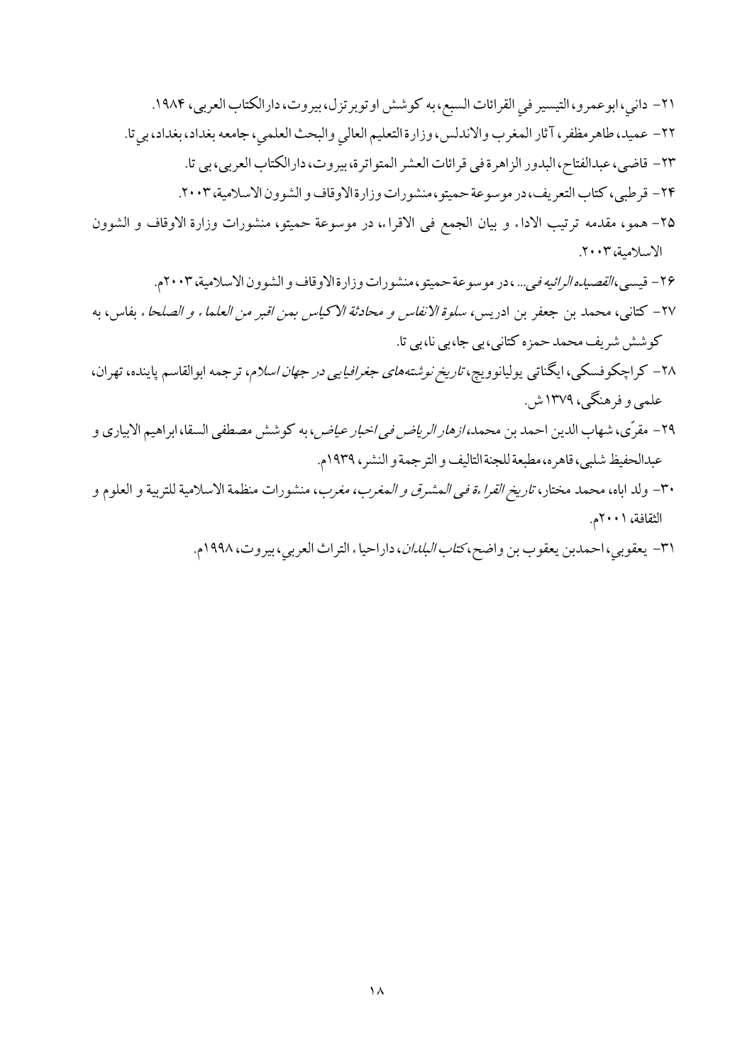۲۱- داني، ابوعمرو، التيسير في القرائات السبع، به كوشش اوتوبرتزل، بيروت، دارالكتاب العربى، ۱۹۸۴.

۲۲- عميد، طاهر مظفر، آثار المغرب والاندلس، وزارة التعليم العالي والبحث العلمي، جامعه بغداد، بغداد، بي تا.

۲۳- قاضى، عبدالفتاح، البدور الزاهرة فى قرائات العشر المتواترة، بيروت، دارالكتاب العربى، بى تا.

۲۴- قرطبى، كتاب التعريف، در موسوعة حميتو، منشورات وزارة الاوقاف و الشوون الاسلامية، ۲۰۰۳.

۲۵- همو، مقدمه ترتيب الاداء و بيان الجمع فى الاقراء، در موسوعة حميتو، منشورات وزارة الاوقاف و الشوون الاسلامية، ۲۰۰۳.

۲۶- قيسى، *القصيده الرائيه فى...*، در موسوعة حميتو، منشورات وزارة الاوقاف و الشوون الاسلامية، ۲۰۰۳م.

۲۷- كتاني، محمد بن جعفر بن ادريس، *سلوة الانفاس و محادثة الاكياس بمن اقبر من العلماء و الصلحا*ء بفاس، به كوشش شريف محمد حمزه كتاني، بى جا، بى نا، بى تا.

۲۸- كراچكوفسكى، ايگناتى يوليانوويچ، *تاريخ نوشته‌هاى جغرافيايى در جهان اسلام*، ترجمه ابوالقاسم پاينده، تهران، علمى و فرهنگى، ۱۳۷۹ ش.

۲۹- مقرّى، شهاب الدين احمد بن محمد، *ازهار الرياض فى اخبار عياض*، به كوشش مصطفى السقا، ابراهيم الابيارى و عبدالحفيظ شلبى، قاهره، مطبعة للجنة التاليف و الترجمة و النشر، ۱۹۳۹م.

۳۰- ولد اباه، محمد مختار، *تاريخ القراءة فى المشرق و المغرب*، مغرب، منشورات منظمة الاسلامية للتربية و العلوم و الثقافة، ۲۰۰۱م.

۳۱- يعقوبى، احمدبن يعقوب بن واضح، *كتاب البلدان*، داراحياء التراث العربي، بيروت، ۱۹۹۸م.